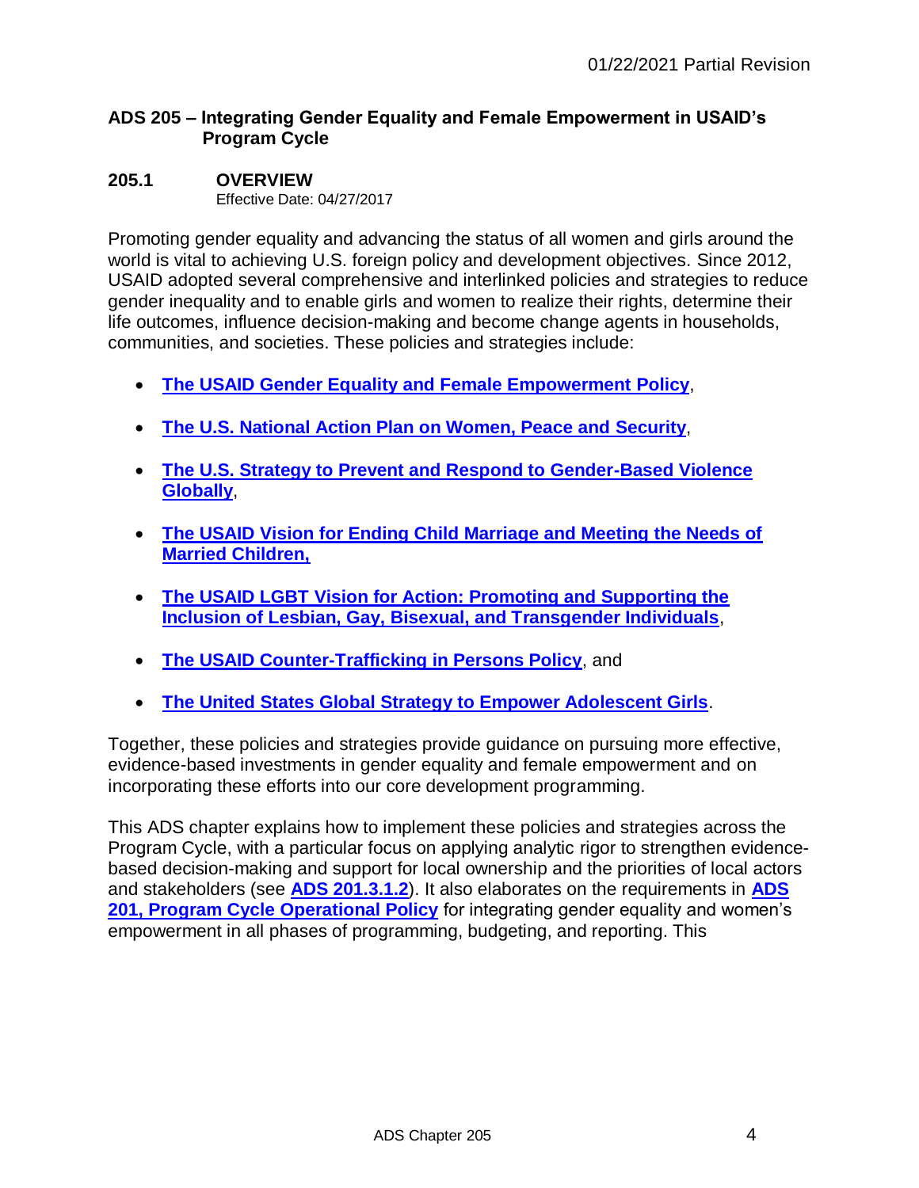## ADS 205 – Integrating Gender Equality and Female Empowerment in USAID's Program Cycle

### 205.1 OVERVIEW

Effective Date: 04/27/2017

Promoting gender equality and advancing the status of all women and girls around the world is vital to achieving U.S. foreign policy and development objectives. Since 2012, USAID adopted several comprehensive and interlinked policies and strategies to reduce gender inequality and to enable girls and women to realize their rights, determine their life outcomes, influence decision-making and become change agents in households, communities, and societies. These policies and strategies include:

- **The USAID Gender Equality and Female Empowerment Policy**,
- **The U.S. National Action Plan on Women, Peace and Security**,
- **The U.S. Strategy to Prevent and Respond to Gender-Based Violence Globally**,
- **The USAID Vision for Ending Child Marriage and Meeting the Needs of Married Children,**
- **The USAID LGBT Vision for Action: Promoting and Supporting the Inclusion of Lesbian, Gay, Bisexual, and Transgender Individuals**,
- **The USAID Counter-Trafficking in Persons Policy**, and
- **The United States Global Strategy to Empower Adolescent Girls**.

Together, these policies and strategies provide guidance on pursuing more effective, evidence-based investments in gender equality and female empowerment and on incorporating these efforts into our core development programming.

This ADS chapter explains how to implement these policies and strategies across the Program Cycle, with a particular focus on applying analytic rigor to strengthen evidence-based decision-making and support for local ownership and the priorities of local actors and stakeholders (see **ADS 201.3.1.2**). It also elaborates on the requirements in **ADS 201, Program Cycle Operational Policy** for integrating gender equality and women's empowerment in all phases of programming, budgeting, and reporting. This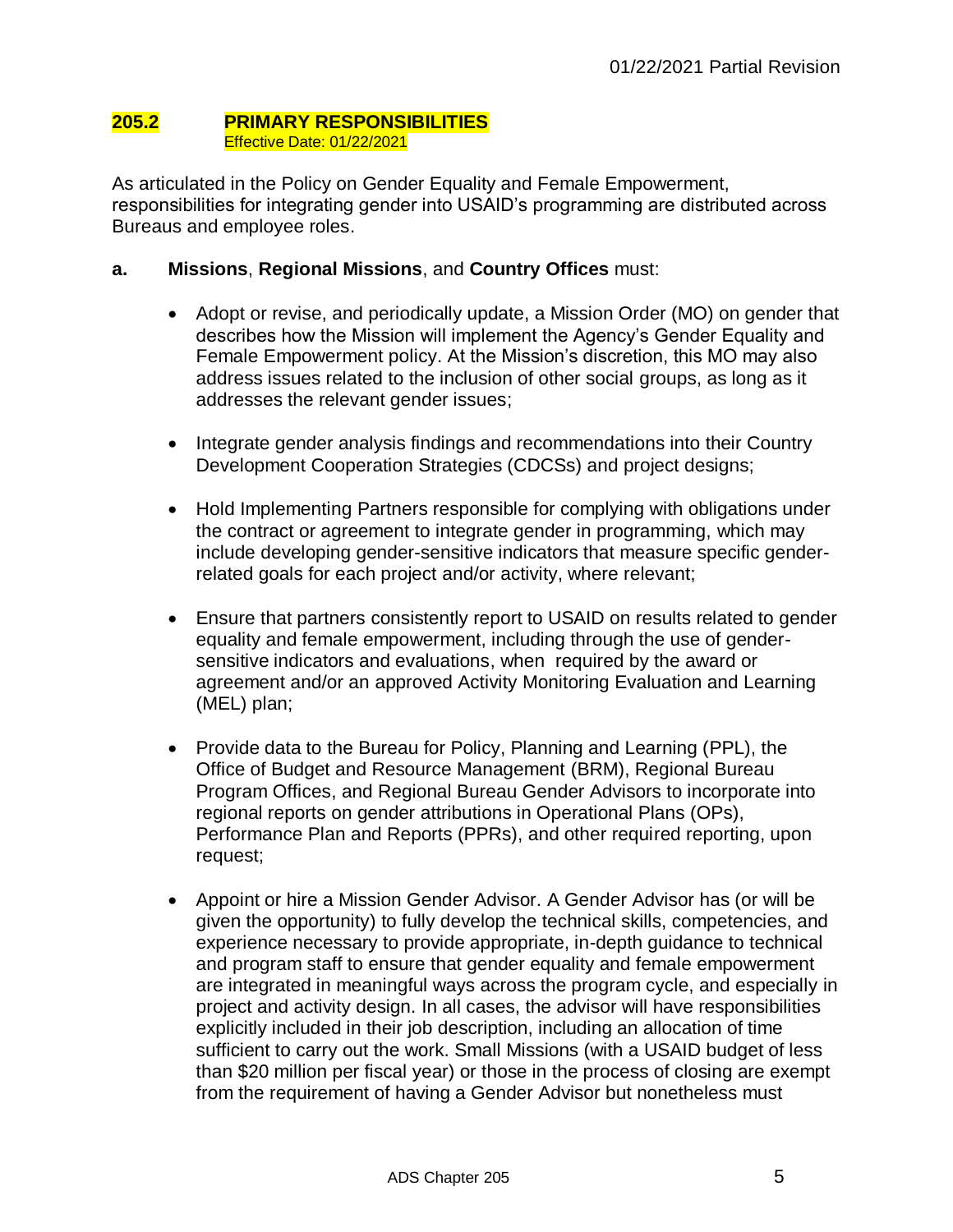## 205.2 PRIMARY RESPONSIBILITIES
Effective Date: 01/22/2021

As articulated in the Policy on Gender Equality and Female Empowerment, responsibilities for integrating gender into USAID's programming are distributed across Bureaus and employee roles.

**a. Missions**, **Regional Missions**, and **Country Offices** must:

- Adopt or revise, and periodically update, a Mission Order (MO) on gender that describes how the Mission will implement the Agency's Gender Equality and Female Empowerment policy. At the Mission's discretion, this MO may also address issues related to the inclusion of other social groups, as long as it addresses the relevant gender issues;

- Integrate gender analysis findings and recommendations into their Country Development Cooperation Strategies (CDCSs) and project designs;

- Hold Implementing Partners responsible for complying with obligations under the contract or agreement to integrate gender in programming, which may include developing gender-sensitive indicators that measure specific gender-related goals for each project and/or activity, where relevant;

- Ensure that partners consistently report to USAID on results related to gender equality and female empowerment, including through the use of gender-sensitive indicators and evaluations, when required by the award or agreement and/or an approved Activity Monitoring Evaluation and Learning (MEL) plan;

- Provide data to the Bureau for Policy, Planning and Learning (PPL), the Office of Budget and Resource Management (BRM), Regional Bureau Program Offices, and Regional Bureau Gender Advisors to incorporate into regional reports on gender attributions in Operational Plans (OPs), Performance Plan and Reports (PPRs), and other required reporting, upon request;

- Appoint or hire a Mission Gender Advisor. A Gender Advisor has (or will be given the opportunity) to fully develop the technical skills, competencies, and experience necessary to provide appropriate, in-depth guidance to technical and program staff to ensure that gender equality and female empowerment are integrated in meaningful ways across the program cycle, and especially in project and activity design. In all cases, the advisor will have responsibilities explicitly included in their job description, including an allocation of time sufficient to carry out the work. Small Missions (with a USAID budget of less than $20 million per fiscal year) or those in the process of closing are exempt from the requirement of having a Gender Advisor but nonetheless must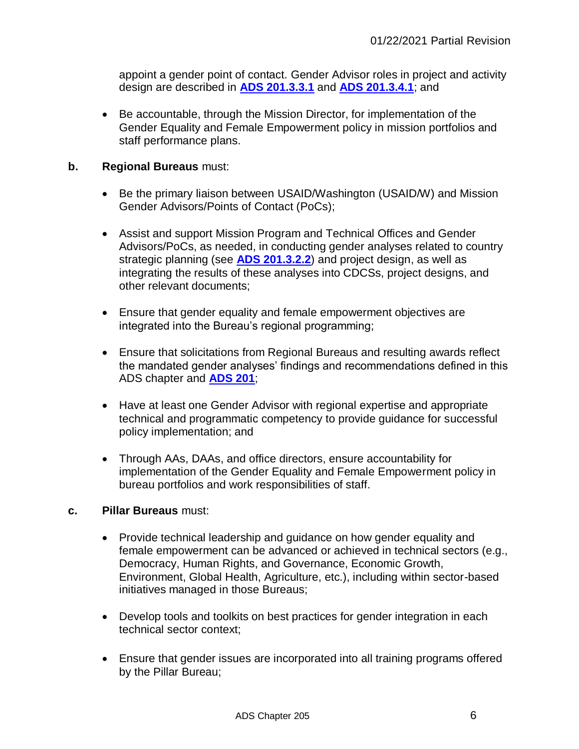appoint a gender point of contact. Gender Advisor roles in project and activity design are described in **ADS 201.3.3.1** and **ADS 201.3.4.1**; and

- Be accountable, through the Mission Director, for implementation of the Gender Equality and Female Empowerment policy in mission portfolios and staff performance plans.

**b. Regional Bureaus** must:

- Be the primary liaison between USAID/Washington (USAID/W) and Mission Gender Advisors/Points of Contact (PoCs);
- Assist and support Mission Program and Technical Offices and Gender Advisors/PoCs, as needed, in conducting gender analyses related to country strategic planning (see **ADS 201.3.2.2**) and project design, as well as integrating the results of these analyses into CDCSs, project designs, and other relevant documents;
- Ensure that gender equality and female empowerment objectives are integrated into the Bureau's regional programming;
- Ensure that solicitations from Regional Bureaus and resulting awards reflect the mandated gender analyses' findings and recommendations defined in this ADS chapter and **ADS 201**;
- Have at least one Gender Advisor with regional expertise and appropriate technical and programmatic competency to provide guidance for successful policy implementation; and
- Through AAs, DAAs, and office directors, ensure accountability for implementation of the Gender Equality and Female Empowerment policy in bureau portfolios and work responsibilities of staff.

**c. Pillar Bureaus** must:

- Provide technical leadership and guidance on how gender equality and female empowerment can be advanced or achieved in technical sectors (e.g., Democracy, Human Rights, and Governance, Economic Growth, Environment, Global Health, Agriculture, etc.), including within sector-based initiatives managed in those Bureaus;
- Develop tools and toolkits on best practices for gender integration in each technical sector context;
- Ensure that gender issues are incorporated into all training programs offered by the Pillar Bureau;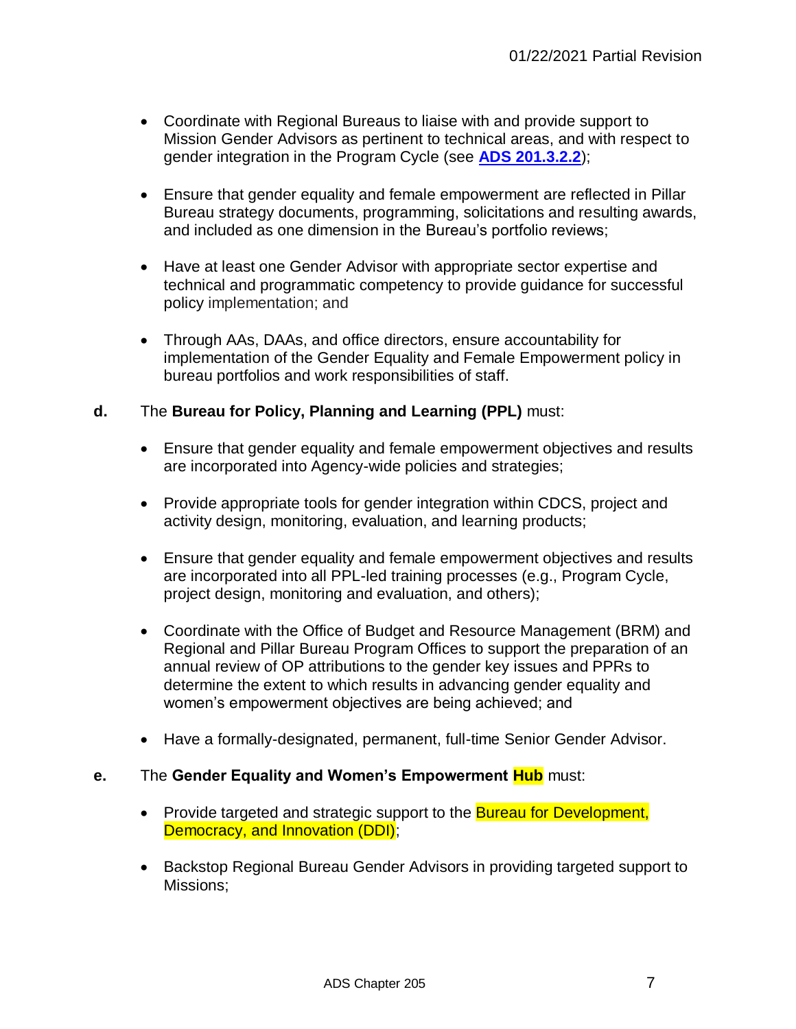- Coordinate with Regional Bureaus to liaise with and provide support to Mission Gender Advisors as pertinent to technical areas, and with respect to gender integration in the Program Cycle (see **ADS 201.3.2.2**);

- Ensure that gender equality and female empowerment are reflected in Pillar Bureau strategy documents, programming, solicitations and resulting awards, and included as one dimension in the Bureau's portfolio reviews;

- Have at least one Gender Advisor with appropriate sector expertise and technical and programmatic competency to provide guidance for successful policy implementation; and

- Through AAs, DAAs, and office directors, ensure accountability for implementation of the Gender Equality and Female Empowerment policy in bureau portfolios and work responsibilities of staff.

**d.** The **Bureau for Policy, Planning and Learning (PPL)** must:

- Ensure that gender equality and female empowerment objectives and results are incorporated into Agency-wide policies and strategies;

- Provide appropriate tools for gender integration within CDCS, project and activity design, monitoring, evaluation, and learning products;

- Ensure that gender equality and female empowerment objectives and results are incorporated into all PPL-led training processes (e.g., Program Cycle, project design, monitoring and evaluation, and others);

- Coordinate with the Office of Budget and Resource Management (BRM) and Regional and Pillar Bureau Program Offices to support the preparation of an annual review of OP attributions to the gender key issues and PPRs to determine the extent to which results in advancing gender equality and women's empowerment objectives are being achieved; and

- Have a formally-designated, permanent, full-time Senior Gender Advisor.

**e.** The **Gender Equality and Women's Empowerment Hub** must:

- Provide targeted and strategic support to the Bureau for Development, Democracy, and Innovation (DDI);

- Backstop Regional Bureau Gender Advisors in providing targeted support to Missions;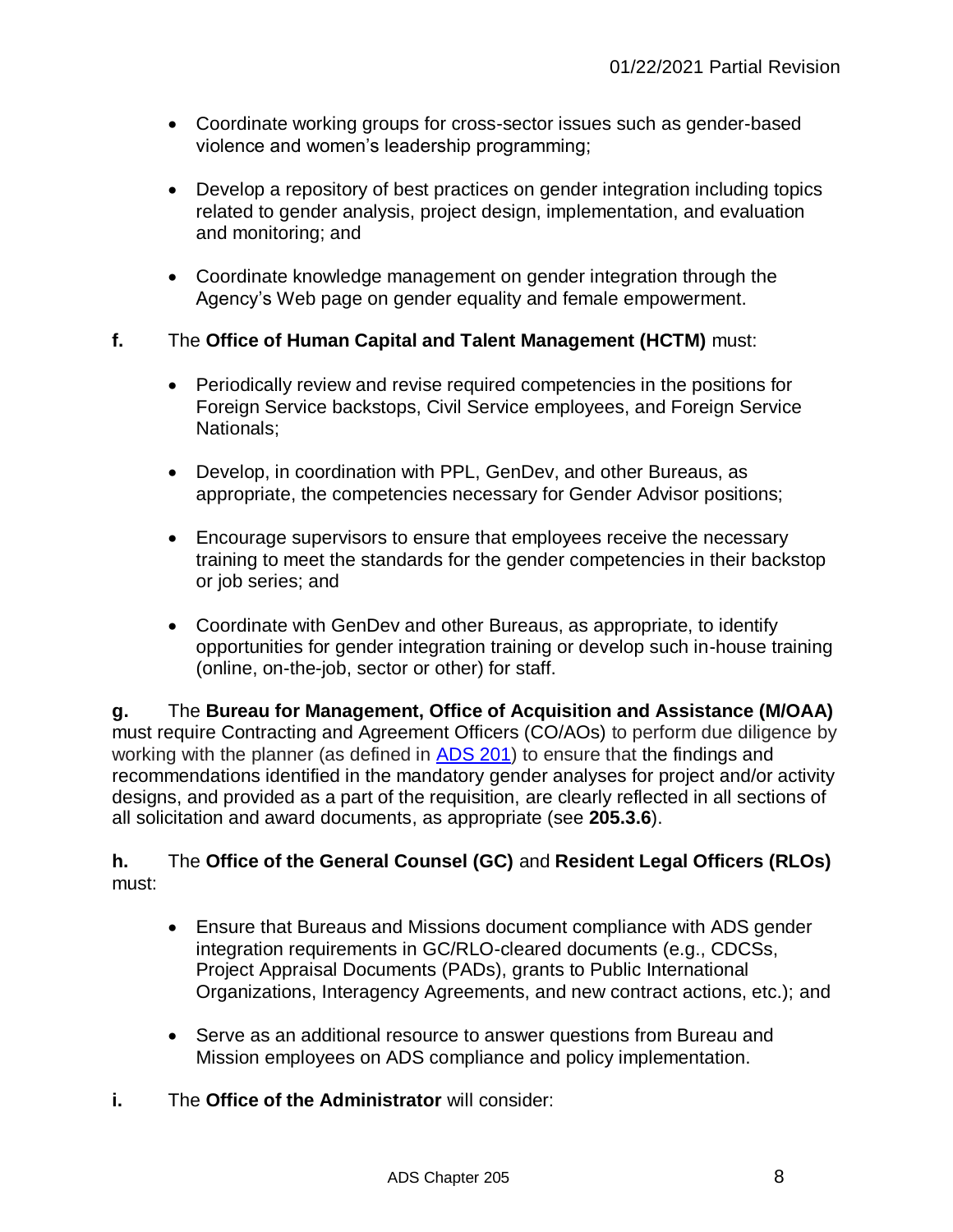- Coordinate working groups for cross-sector issues such as gender-based violence and women's leadership programming;
- Develop a repository of best practices on gender integration including topics related to gender analysis, project design, implementation, and evaluation and monitoring; and
- Coordinate knowledge management on gender integration through the Agency's Web page on gender equality and female empowerment.

**f.** The **Office of Human Capital and Talent Management (HCTM)** must:

- Periodically review and revise required competencies in the positions for Foreign Service backstops, Civil Service employees, and Foreign Service Nationals;
- Develop, in coordination with PPL, GenDev, and other Bureaus, as appropriate, the competencies necessary for Gender Advisor positions;
- Encourage supervisors to ensure that employees receive the necessary training to meet the standards for the gender competencies in their backstop or job series; and
- Coordinate with GenDev and other Bureaus, as appropriate, to identify opportunities for gender integration training or develop such in-house training (online, on-the-job, sector or other) for staff.

**g.** The **Bureau for Management, Office of Acquisition and Assistance (M/OAA)** must require Contracting and Agreement Officers (CO/AOs) to perform due diligence by working with the planner (as defined in [ADS 201](ADS 201)) to ensure that the findings and recommendations identified in the mandatory gender analyses for project and/or activity designs, and provided as a part of the requisition, are clearly reflected in all sections of all solicitation and award documents, as appropriate (see **205.3.6**).

**h.** The **Office of the General Counsel (GC)** and **Resident Legal Officers (RLOs)** must:

- Ensure that Bureaus and Missions document compliance with ADS gender integration requirements in GC/RLO-cleared documents (e.g., CDCSs, Project Appraisal Documents (PADs), grants to Public International Organizations, Interagency Agreements, and new contract actions, etc.); and
- Serve as an additional resource to answer questions from Bureau and Mission employees on ADS compliance and policy implementation.

**i.** The **Office of the Administrator** will consider: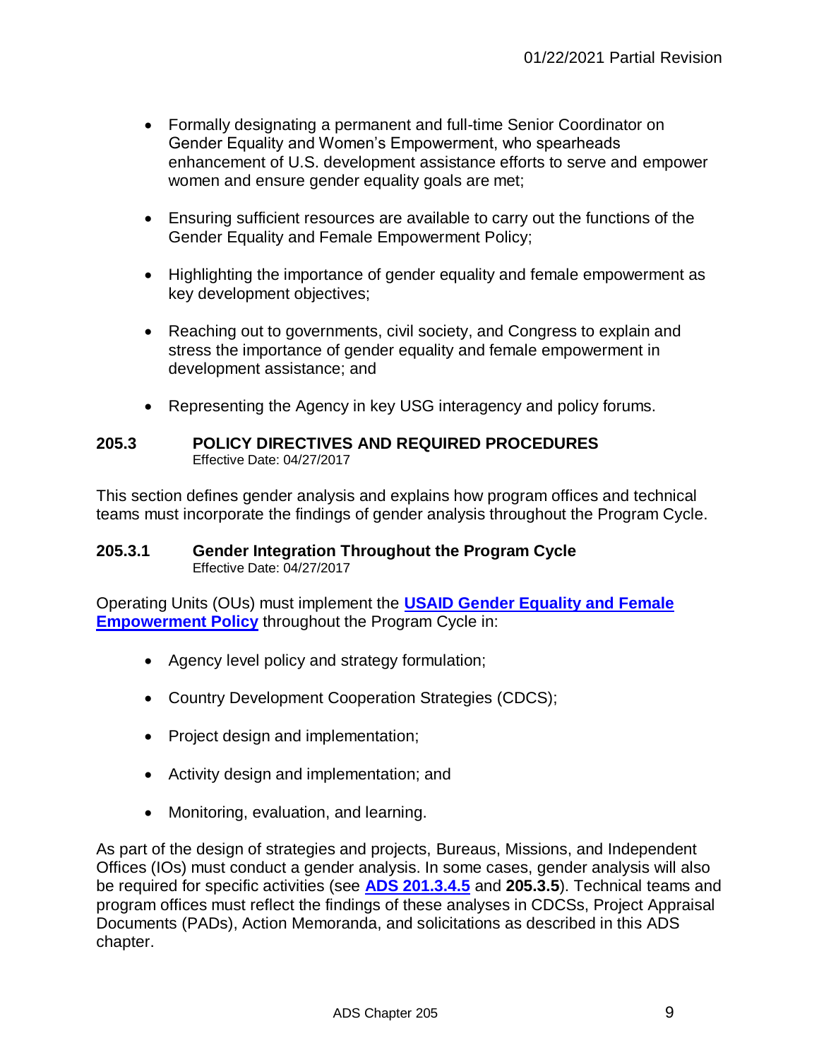- Formally designating a permanent and full-time Senior Coordinator on Gender Equality and Women's Empowerment, who spearheads enhancement of U.S. development assistance efforts to serve and empower women and ensure gender equality goals are met;

- Ensuring sufficient resources are available to carry out the functions of the Gender Equality and Female Empowerment Policy;

- Highlighting the importance of gender equality and female empowerment as key development objectives;

- Reaching out to governments, civil society, and Congress to explain and stress the importance of gender equality and female empowerment in development assistance; and

- Representing the Agency in key USG interagency and policy forums.

## 205.3 POLICY DIRECTIVES AND REQUIRED PROCEDURES

Effective Date: 04/27/2017

This section defines gender analysis and explains how program offices and technical teams must incorporate the findings of gender analysis throughout the Program Cycle.

### 205.3.1 Gender Integration Throughout the Program Cycle

Effective Date: 04/27/2017

Operating Units (OUs) must implement the **USAID Gender Equality and Female Empowerment Policy** throughout the Program Cycle in:

- Agency level policy and strategy formulation;

- Country Development Cooperation Strategies (CDCS);

- Project design and implementation;

- Activity design and implementation; and

- Monitoring, evaluation, and learning.

As part of the design of strategies and projects, Bureaus, Missions, and Independent Offices (IOs) must conduct a gender analysis. In some cases, gender analysis will also be required for specific activities (see **ADS 201.3.4.5** and **205.3.5**). Technical teams and program offices must reflect the findings of these analyses in CDCSs, Project Appraisal Documents (PADs), Action Memoranda, and solicitations as described in this ADS chapter.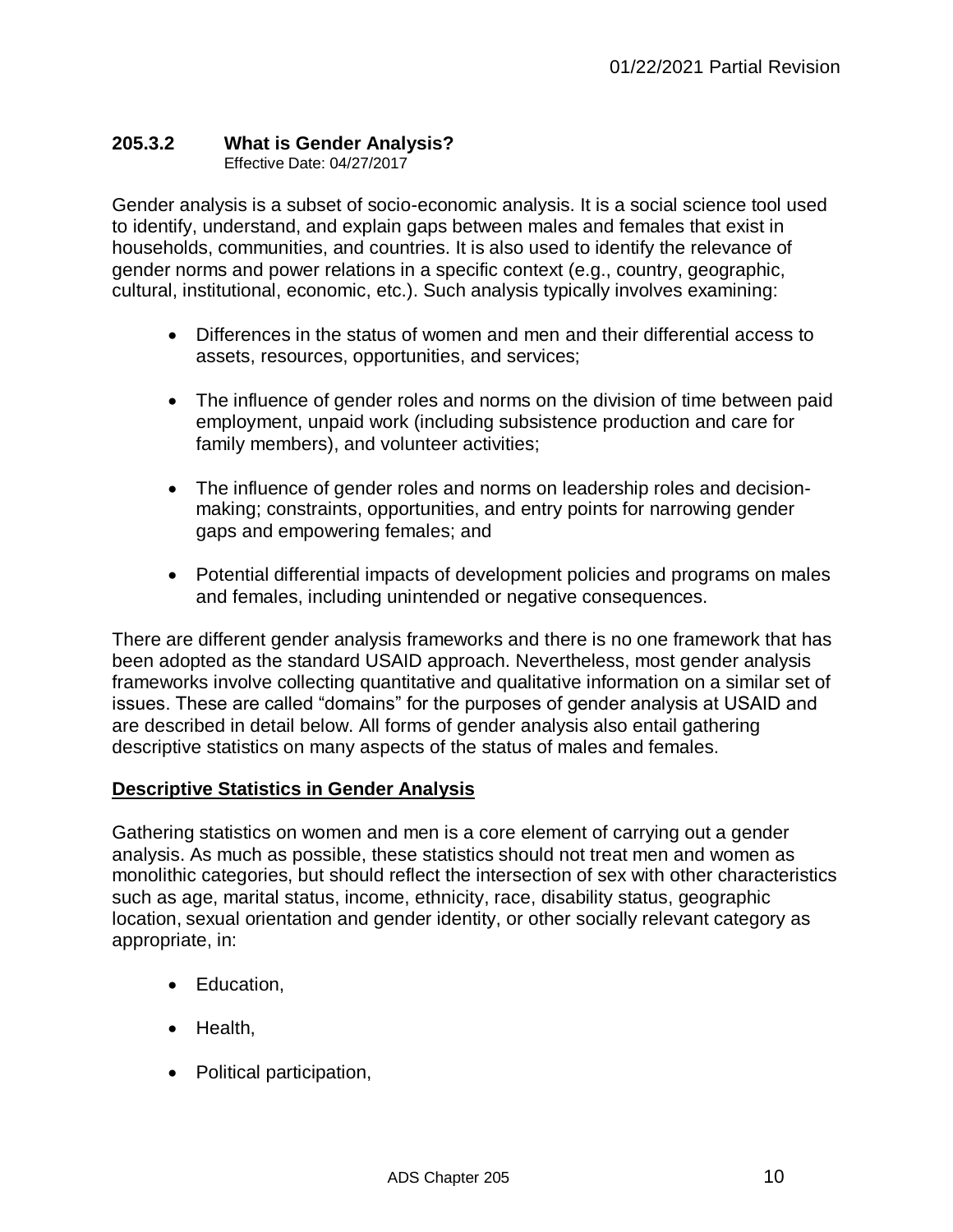### 205.3.2 What is Gender Analysis?

Effective Date: 04/27/2017

Gender analysis is a subset of socio-economic analysis. It is a social science tool used to identify, understand, and explain gaps between males and females that exist in households, communities, and countries. It is also used to identify the relevance of gender norms and power relations in a specific context (e.g., country, geographic, cultural, institutional, economic, etc.). Such analysis typically involves examining:

- Differences in the status of women and men and their differential access to assets, resources, opportunities, and services;
- The influence of gender roles and norms on the division of time between paid employment, unpaid work (including subsistence production and care for family members), and volunteer activities;
- The influence of gender roles and norms on leadership roles and decision-making; constraints, opportunities, and entry points for narrowing gender gaps and empowering females; and
- Potential differential impacts of development policies and programs on males and females, including unintended or negative consequences.

There are different gender analysis frameworks and there is no one framework that has been adopted as the standard USAID approach. Nevertheless, most gender analysis frameworks involve collecting quantitative and qualitative information on a similar set of issues. These are called "domains" for the purposes of gender analysis at USAID and are described in detail below. All forms of gender analysis also entail gathering descriptive statistics on many aspects of the status of males and females.

**Descriptive Statistics in Gender Analysis**

Gathering statistics on women and men is a core element of carrying out a gender analysis. As much as possible, these statistics should not treat men and women as monolithic categories, but should reflect the intersection of sex with other characteristics such as age, marital status, income, ethnicity, race, disability status, geographic location, sexual orientation and gender identity, or other socially relevant category as appropriate, in:

- Education,
- Health,
- Political participation,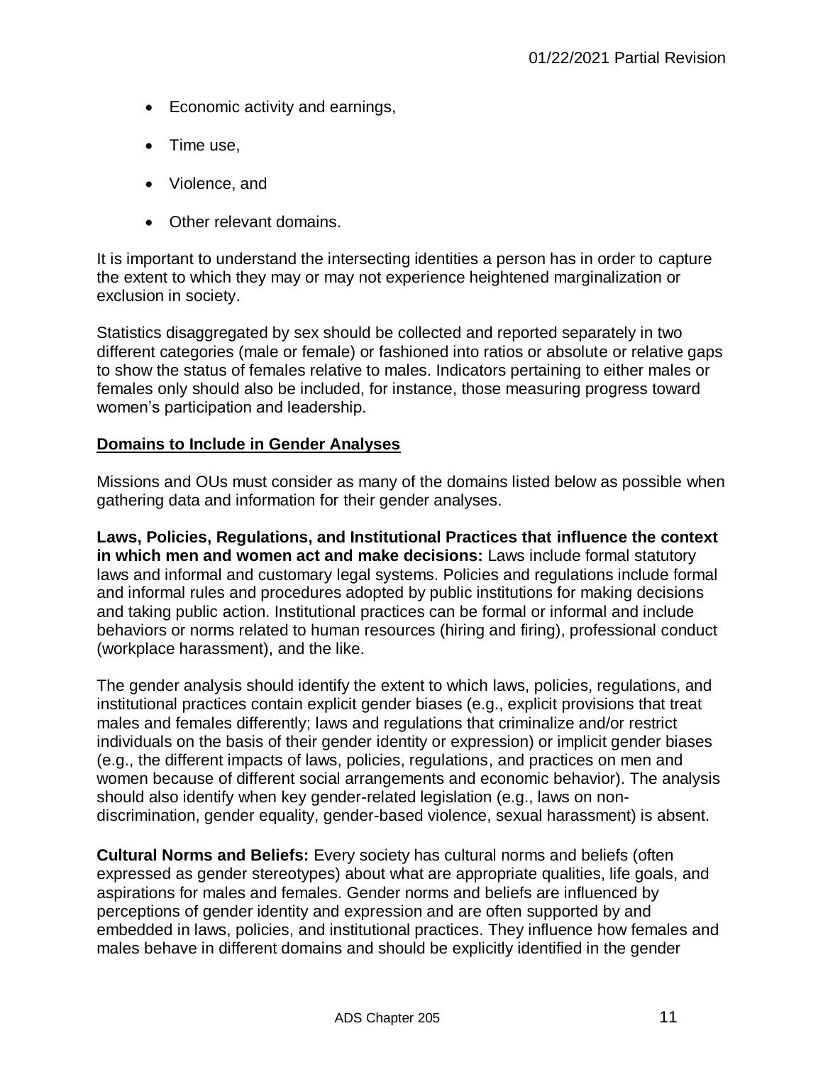- Economic activity and earnings,
- Time use,
- Violence, and
- Other relevant domains.

It is important to understand the intersecting identities a person has in order to capture the extent to which they may or may not experience heightened marginalization or exclusion in society.

Statistics disaggregated by sex should be collected and reported separately in two different categories (male or female) or fashioned into ratios or absolute or relative gaps to show the status of females relative to males. Indicators pertaining to either males or females only should also be included, for instance, those measuring progress toward women's participation and leadership.

**Domains to Include in Gender Analyses**

Missions and OUs must consider as many of the domains listed below as possible when gathering data and information for their gender analyses.

**Laws, Policies, Regulations, and Institutional Practices that influence the context in which men and women act and make decisions:** Laws include formal statutory laws and informal and customary legal systems. Policies and regulations include formal and informal rules and procedures adopted by public institutions for making decisions and taking public action. Institutional practices can be formal or informal and include behaviors or norms related to human resources (hiring and firing), professional conduct (workplace harassment), and the like.

The gender analysis should identify the extent to which laws, policies, regulations, and institutional practices contain explicit gender biases (e.g., explicit provisions that treat males and females differently; laws and regulations that criminalize and/or restrict individuals on the basis of their gender identity or expression) or implicit gender biases (e.g., the different impacts of laws, policies, regulations, and practices on men and women because of different social arrangements and economic behavior). The analysis should also identify when key gender-related legislation (e.g., laws on non-discrimination, gender equality, gender-based violence, sexual harassment) is absent.

**Cultural Norms and Beliefs:** Every society has cultural norms and beliefs (often expressed as gender stereotypes) about what are appropriate qualities, life goals, and aspirations for males and females. Gender norms and beliefs are influenced by perceptions of gender identity and expression and are often supported by and embedded in laws, policies, and institutional practices. They influence how females and males behave in different domains and should be explicitly identified in the gender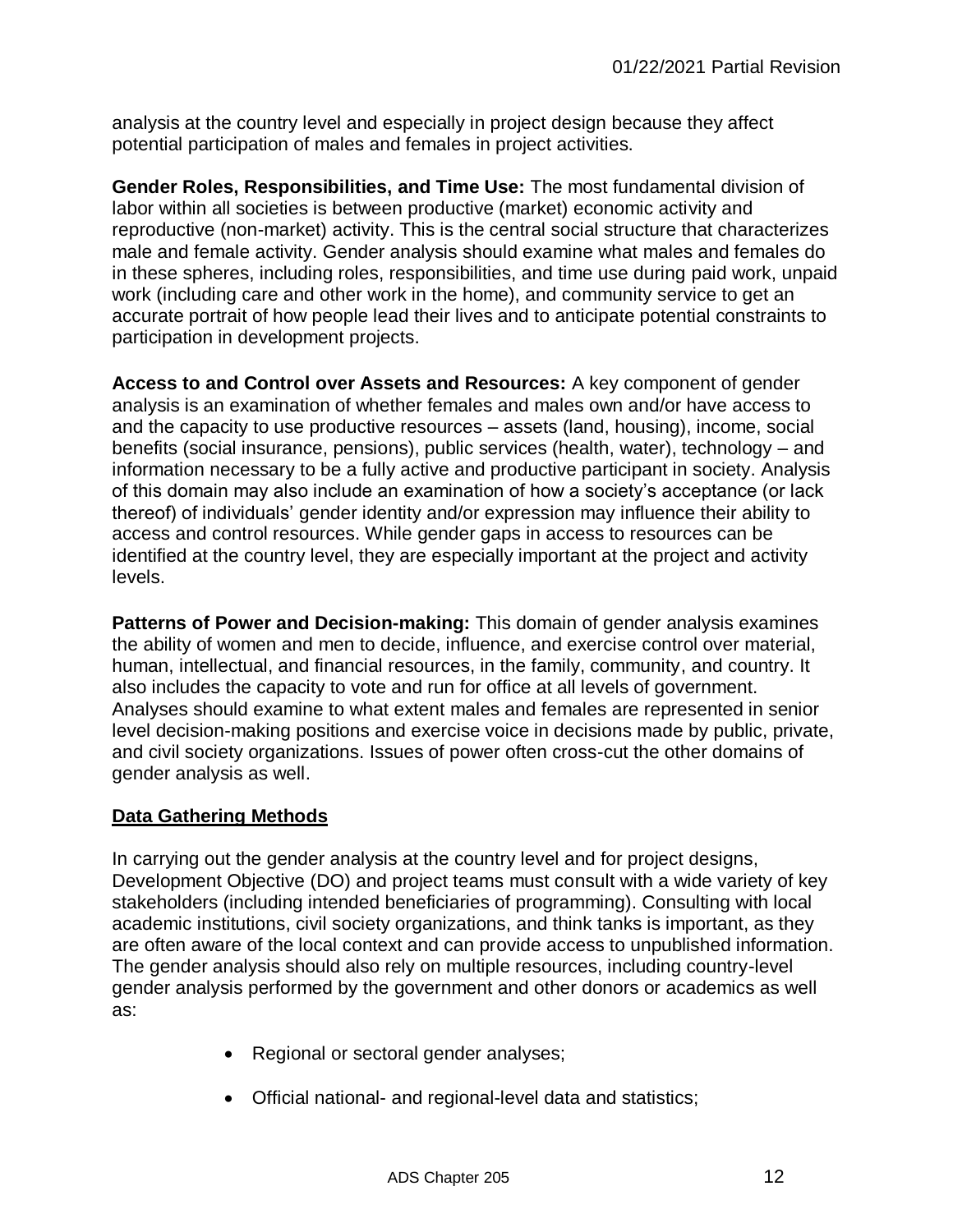analysis at the country level and especially in project design because they affect potential participation of males and females in project activities.

**Gender Roles, Responsibilities, and Time Use:** The most fundamental division of labor within all societies is between productive (market) economic activity and reproductive (non-market) activity. This is the central social structure that characterizes male and female activity. Gender analysis should examine what males and females do in these spheres, including roles, responsibilities, and time use during paid work, unpaid work (including care and other work in the home), and community service to get an accurate portrait of how people lead their lives and to anticipate potential constraints to participation in development projects.

**Access to and Control over Assets and Resources:** A key component of gender analysis is an examination of whether females and males own and/or have access to and the capacity to use productive resources – assets (land, housing), income, social benefits (social insurance, pensions), public services (health, water), technology – and information necessary to be a fully active and productive participant in society. Analysis of this domain may also include an examination of how a society's acceptance (or lack thereof) of individuals' gender identity and/or expression may influence their ability to access and control resources. While gender gaps in access to resources can be identified at the country level, they are especially important at the project and activity levels.

**Patterns of Power and Decision-making:** This domain of gender analysis examines the ability of women and men to decide, influence, and exercise control over material, human, intellectual, and financial resources, in the family, community, and country. It also includes the capacity to vote and run for office at all levels of government. Analyses should examine to what extent males and females are represented in senior level decision-making positions and exercise voice in decisions made by public, private, and civil society organizations. Issues of power often cross-cut the other domains of gender analysis as well.

## Data Gathering Methods

In carrying out the gender analysis at the country level and for project designs, Development Objective (DO) and project teams must consult with a wide variety of key stakeholders (including intended beneficiaries of programming). Consulting with local academic institutions, civil society organizations, and think tanks is important, as they are often aware of the local context and can provide access to unpublished information. The gender analysis should also rely on multiple resources, including country-level gender analysis performed by the government and other donors or academics as well as:

- Regional or sectoral gender analyses;
- Official national- and regional-level data and statistics;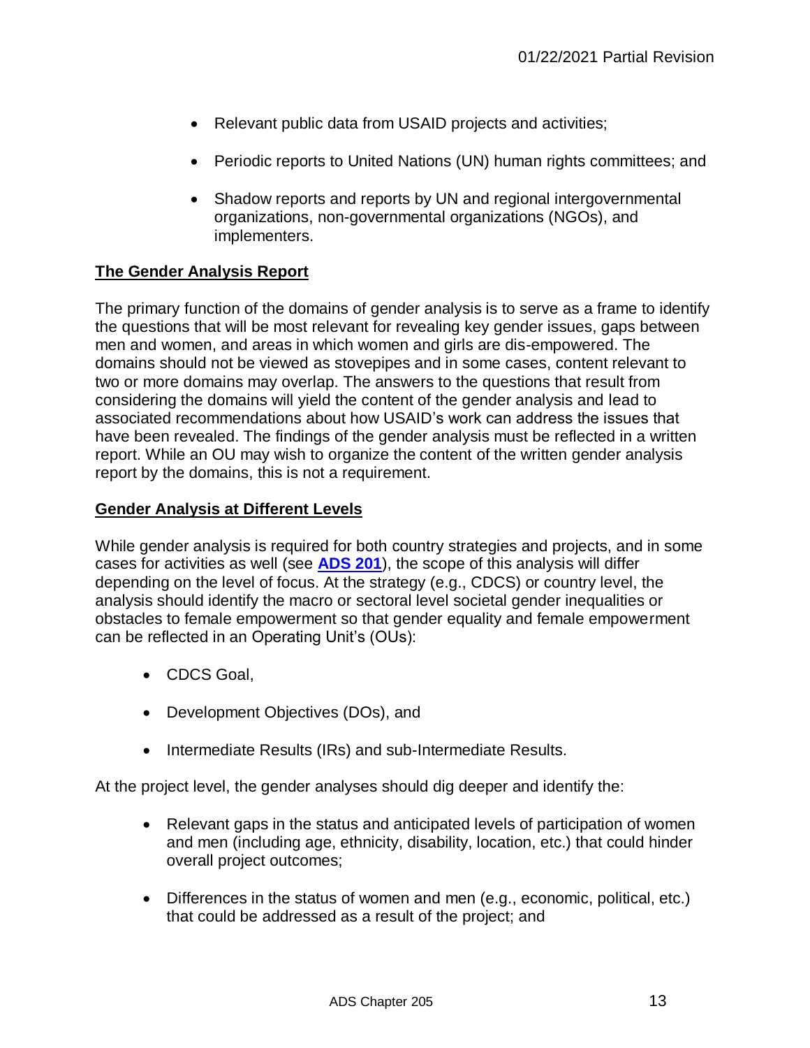- Relevant public data from USAID projects and activities;
- Periodic reports to United Nations (UN) human rights committees; and
- Shadow reports and reports by UN and regional intergovernmental organizations, non-governmental organizations (NGOs), and implementers.

**The Gender Analysis Report**

The primary function of the domains of gender analysis is to serve as a frame to identify the questions that will be most relevant for revealing key gender issues, gaps between men and women, and areas in which women and girls are dis-empowered. The domains should not be viewed as stovepipes and in some cases, content relevant to two or more domains may overlap. The answers to the questions that result from considering the domains will yield the content of the gender analysis and lead to associated recommendations about how USAID's work can address the issues that have been revealed. The findings of the gender analysis must be reflected in a written report. While an OU may wish to organize the content of the written gender analysis report by the domains, this is not a requirement.

**Gender Analysis at Different Levels**

While gender analysis is required for both country strategies and projects, and in some cases for activities as well (see **ADS 201**), the scope of this analysis will differ depending on the level of focus. At the strategy (e.g., CDCS) or country level, the analysis should identify the macro or sectoral level societal gender inequalities or obstacles to female empowerment so that gender equality and female empowerment can be reflected in an Operating Unit's (OUs):

- CDCS Goal,
- Development Objectives (DOs), and
- Intermediate Results (IRs) and sub-Intermediate Results.

At the project level, the gender analyses should dig deeper and identify the:

- Relevant gaps in the status and anticipated levels of participation of women and men (including age, ethnicity, disability, location, etc.) that could hinder overall project outcomes;
- Differences in the status of women and men (e.g., economic, political, etc.) that could be addressed as a result of the project; and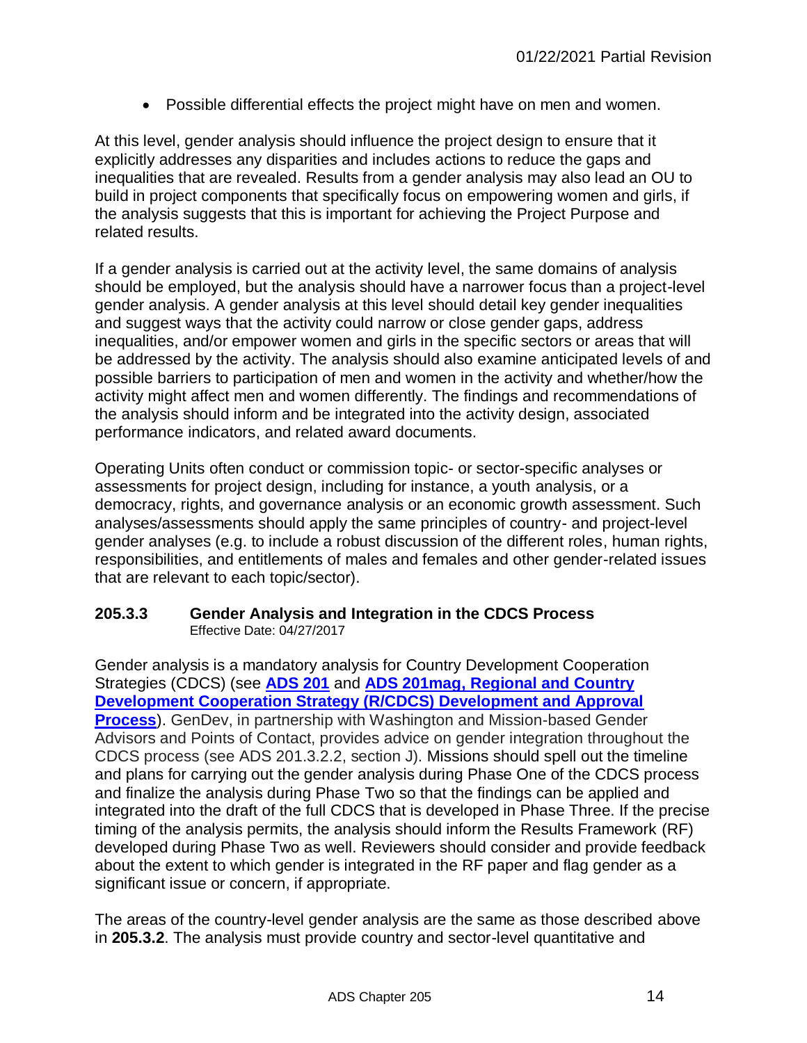- Possible differential effects the project might have on men and women.

At this level, gender analysis should influence the project design to ensure that it explicitly addresses any disparities and includes actions to reduce the gaps and inequalities that are revealed. Results from a gender analysis may also lead an OU to build in project components that specifically focus on empowering women and girls, if the analysis suggests that this is important for achieving the Project Purpose and related results.

If a gender analysis is carried out at the activity level, the same domains of analysis should be employed, but the analysis should have a narrower focus than a project-level gender analysis. A gender analysis at this level should detail key gender inequalities and suggest ways that the activity could narrow or close gender gaps, address inequalities, and/or empower women and girls in the specific sectors or areas that will be addressed by the activity. The analysis should also examine anticipated levels of and possible barriers to participation of men and women in the activity and whether/how the activity might affect men and women differently. The findings and recommendations of the analysis should inform and be integrated into the activity design, associated performance indicators, and related award documents.

Operating Units often conduct or commission topic- or sector-specific analyses or assessments for project design, including for instance, a youth analysis, or a democracy, rights, and governance analysis or an economic growth assessment. Such analyses/assessments should apply the same principles of country- and project-level gender analyses (e.g. to include a robust discussion of the different roles, human rights, responsibilities, and entitlements of males and females and other gender-related issues that are relevant to each topic/sector).

### 205.3.3 Gender Analysis and Integration in the CDCS Process

Effective Date: 04/27/2017

Gender analysis is a mandatory analysis for Country Development Cooperation Strategies (CDCS) (see **[ADS 201](ADS 201)** and **[ADS 201mag, Regional and Country Development Cooperation Strategy (R/CDCS) Development and Approval Process](ADS 201mag)**). GenDev, in partnership with Washington and Mission-based Gender Advisors and Points of Contact, provides advice on gender integration throughout the CDCS process (see ADS 201.3.2.2, section J). Missions should spell out the timeline and plans for carrying out the gender analysis during Phase One of the CDCS process and finalize the analysis during Phase Two so that the findings can be applied and integrated into the draft of the full CDCS that is developed in Phase Three. If the precise timing of the analysis permits, the analysis should inform the Results Framework (RF) developed during Phase Two as well. Reviewers should consider and provide feedback about the extent to which gender is integrated in the RF paper and flag gender as a significant issue or concern, if appropriate.

The areas of the country-level gender analysis are the same as those described above in **205.3.2**. The analysis must provide country and sector-level quantitative and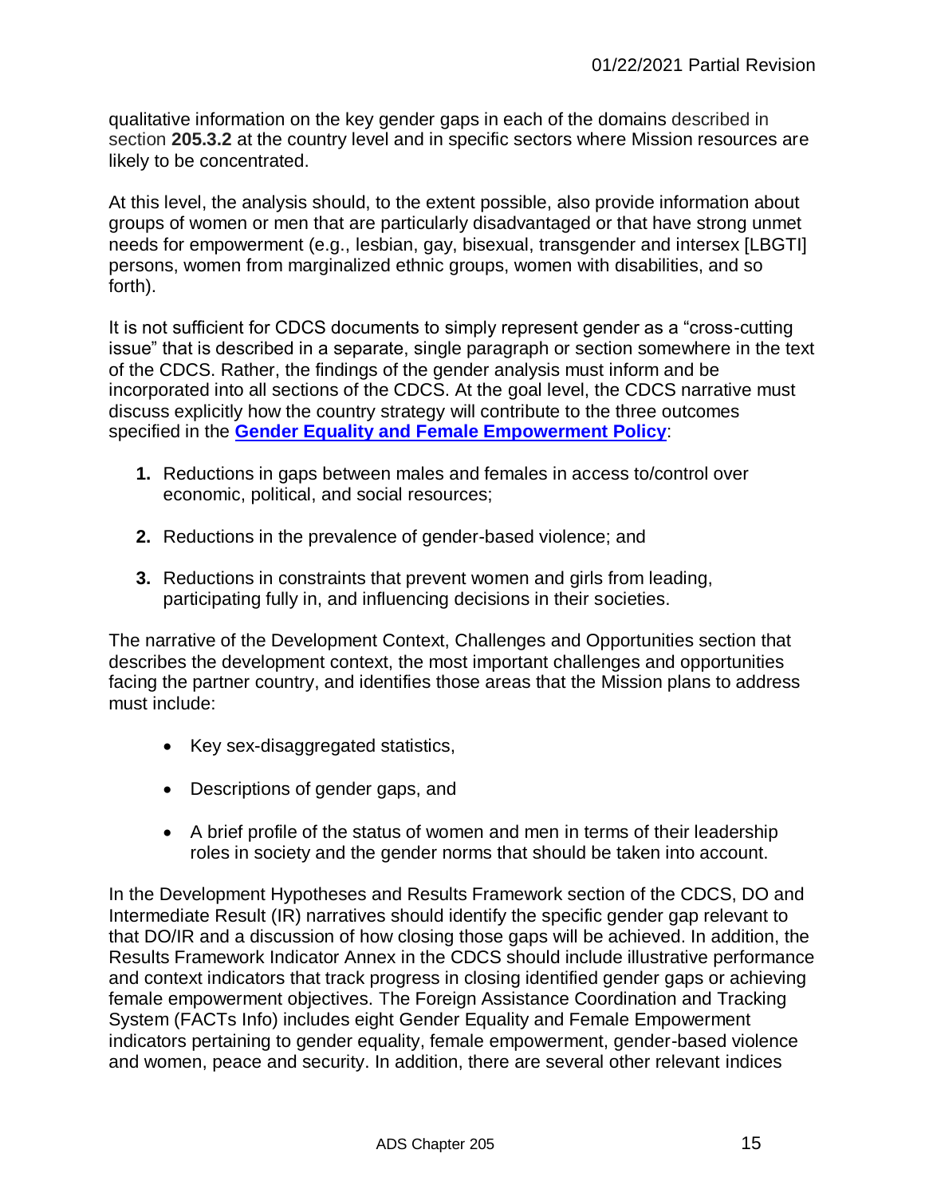qualitative information on the key gender gaps in each of the domains described in section **205.3.2** at the country level and in specific sectors where Mission resources are likely to be concentrated.

At this level, the analysis should, to the extent possible, also provide information about groups of women or men that are particularly disadvantaged or that have strong unmet needs for empowerment (e.g., lesbian, gay, bisexual, transgender and intersex [LBGTI] persons, women from marginalized ethnic groups, women with disabilities, and so forth).

It is not sufficient for CDCS documents to simply represent gender as a "cross-cutting issue" that is described in a separate, single paragraph or section somewhere in the text of the CDCS. Rather, the findings of the gender analysis must inform and be incorporated into all sections of the CDCS. At the goal level, the CDCS narrative must discuss explicitly how the country strategy will contribute to the three outcomes specified in the **Gender Equality and Female Empowerment Policy**:

1. Reductions in gaps between males and females in access to/control over economic, political, and social resources;
2. Reductions in the prevalence of gender-based violence; and
3. Reductions in constraints that prevent women and girls from leading, participating fully in, and influencing decisions in their societies.

The narrative of the Development Context, Challenges and Opportunities section that describes the development context, the most important challenges and opportunities facing the partner country, and identifies those areas that the Mission plans to address must include:

- Key sex-disaggregated statistics,
- Descriptions of gender gaps, and
- A brief profile of the status of women and men in terms of their leadership roles in society and the gender norms that should be taken into account.

In the Development Hypotheses and Results Framework section of the CDCS, DO and Intermediate Result (IR) narratives should identify the specific gender gap relevant to that DO/IR and a discussion of how closing those gaps will be achieved. In addition, the Results Framework Indicator Annex in the CDCS should include illustrative performance and context indicators that track progress in closing identified gender gaps or achieving female empowerment objectives. The Foreign Assistance Coordination and Tracking System (FACTs Info) includes eight Gender Equality and Female Empowerment indicators pertaining to gender equality, female empowerment, gender-based violence and women, peace and security. In addition, there are several other relevant indices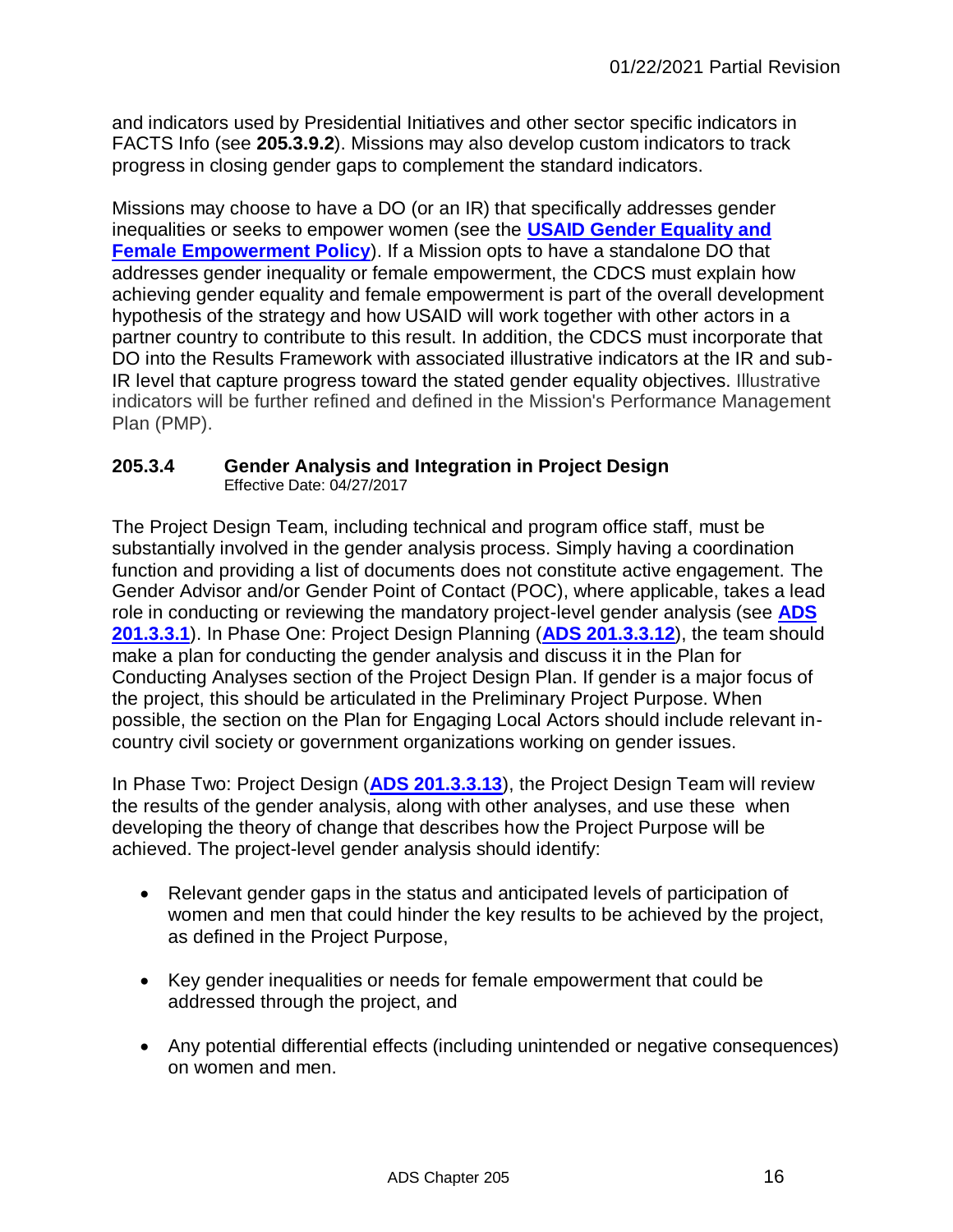and indicators used by Presidential Initiatives and other sector specific indicators in FACTS Info (see **205.3.9.2**). Missions may also develop custom indicators to track progress in closing gender gaps to complement the standard indicators.

Missions may choose to have a DO (or an IR) that specifically addresses gender inequalities or seeks to empower women (see the **USAID Gender Equality and Female Empowerment Policy**). If a Mission opts to have a standalone DO that addresses gender inequality or female empowerment, the CDCS must explain how achieving gender equality and female empowerment is part of the overall development hypothesis of the strategy and how USAID will work together with other actors in a partner country to contribute to this result. In addition, the CDCS must incorporate that DO into the Results Framework with associated illustrative indicators at the IR and sub-IR level that capture progress toward the stated gender equality objectives. Illustrative indicators will be further refined and defined in the Mission's Performance Management Plan (PMP).

### 205.3.4 Gender Analysis and Integration in Project Design

Effective Date: 04/27/2017

The Project Design Team, including technical and program office staff, must be substantially involved in the gender analysis process. Simply having a coordination function and providing a list of documents does not constitute active engagement. The Gender Advisor and/or Gender Point of Contact (POC), where applicable, takes a lead role in conducting or reviewing the mandatory project-level gender analysis (see **ADS 201.3.3.1**). In Phase One: Project Design Planning (**ADS 201.3.3.12**), the team should make a plan for conducting the gender analysis and discuss it in the Plan for Conducting Analyses section of the Project Design Plan. If gender is a major focus of the project, this should be articulated in the Preliminary Project Purpose. When possible, the section on the Plan for Engaging Local Actors should include relevant in-country civil society or government organizations working on gender issues.

In Phase Two: Project Design (**ADS 201.3.3.13**), the Project Design Team will review the results of the gender analysis, along with other analyses, and use these when developing the theory of change that describes how the Project Purpose will be achieved. The project-level gender analysis should identify:

- Relevant gender gaps in the status and anticipated levels of participation of women and men that could hinder the key results to be achieved by the project, as defined in the Project Purpose,
- Key gender inequalities or needs for female empowerment that could be addressed through the project, and
- Any potential differential effects (including unintended or negative consequences) on women and men.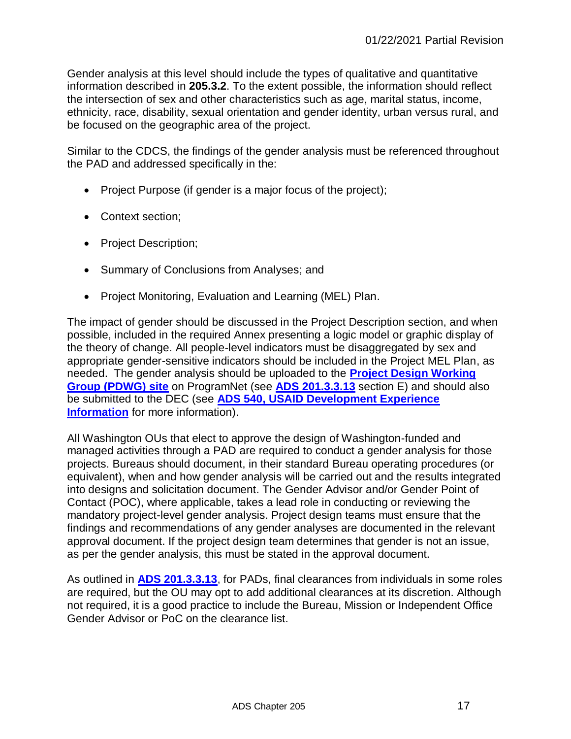Gender analysis at this level should include the types of qualitative and quantitative information described in **205.3.2**. To the extent possible, the information should reflect the intersection of sex and other characteristics such as age, marital status, income, ethnicity, race, disability, sexual orientation and gender identity, urban versus rural, and be focused on the geographic area of the project.

Similar to the CDCS, the findings of the gender analysis must be referenced throughout the PAD and addressed specifically in the:

- Project Purpose (if gender is a major focus of the project);
- Context section;
- Project Description;
- Summary of Conclusions from Analyses; and
- Project Monitoring, Evaluation and Learning (MEL) Plan.

The impact of gender should be discussed in the Project Description section, and when possible, included in the required Annex presenting a logic model or graphic display of the theory of change. All people-level indicators must be disaggregated by sex and appropriate gender-sensitive indicators should be included in the Project MEL Plan, as needed. The gender analysis should be uploaded to the **Project Design Working Group (PDWG) site** on ProgramNet (see **ADS 201.3.3.13** section E) and should also be submitted to the DEC (see **ADS 540, USAID Development Experience Information** for more information).

All Washington OUs that elect to approve the design of Washington-funded and managed activities through a PAD are required to conduct a gender analysis for those projects. Bureaus should document, in their standard Bureau operating procedures (or equivalent), when and how gender analysis will be carried out and the results integrated into designs and solicitation document. The Gender Advisor and/or Gender Point of Contact (POC), where applicable, takes a lead role in conducting or reviewing the mandatory project-level gender analysis. Project design teams must ensure that the findings and recommendations of any gender analyses are documented in the relevant approval document. If the project design team determines that gender is not an issue, as per the gender analysis, this must be stated in the approval document.

As outlined in **ADS 201.3.3.13**, for PADs, final clearances from individuals in some roles are required, but the OU may opt to add additional clearances at its discretion. Although not required, it is a good practice to include the Bureau, Mission or Independent Office Gender Advisor or PoC on the clearance list.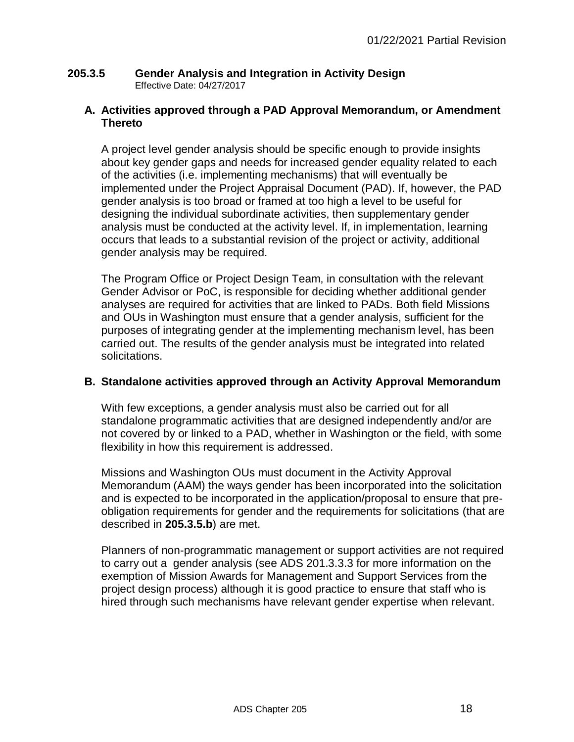### 205.3.5 Gender Analysis and Integration in Activity Design

Effective Date: 04/27/2017

#### A. Activities approved through a PAD Approval Memorandum, or Amendment Thereto

A project level gender analysis should be specific enough to provide insights about key gender gaps and needs for increased gender equality related to each of the activities (i.e. implementing mechanisms) that will eventually be implemented under the Project Appraisal Document (PAD). If, however, the PAD gender analysis is too broad or framed at too high a level to be useful for designing the individual subordinate activities, then supplementary gender analysis must be conducted at the activity level. If, in implementation, learning occurs that leads to a substantial revision of the project or activity, additional gender analysis may be required.

The Program Office or Project Design Team, in consultation with the relevant Gender Advisor or PoC, is responsible for deciding whether additional gender analyses are required for activities that are linked to PADs. Both field Missions and OUs in Washington must ensure that a gender analysis, sufficient for the purposes of integrating gender at the implementing mechanism level, has been carried out. The results of the gender analysis must be integrated into related solicitations.

#### B. Standalone activities approved through an Activity Approval Memorandum

With few exceptions, a gender analysis must also be carried out for all standalone programmatic activities that are designed independently and/or are not covered by or linked to a PAD, whether in Washington or the field, with some flexibility in how this requirement is addressed.

Missions and Washington OUs must document in the Activity Approval Memorandum (AAM) the ways gender has been incorporated into the solicitation and is expected to be incorporated in the application/proposal to ensure that pre-obligation requirements for gender and the requirements for solicitations (that are described in **205.3.5.b**) are met.

Planners of non-programmatic management or support activities are not required to carry out a gender analysis (see ADS 201.3.3.3 for more information on the exemption of Mission Awards for Management and Support Services from the project design process) although it is good practice to ensure that staff who is hired through such mechanisms have relevant gender expertise when relevant.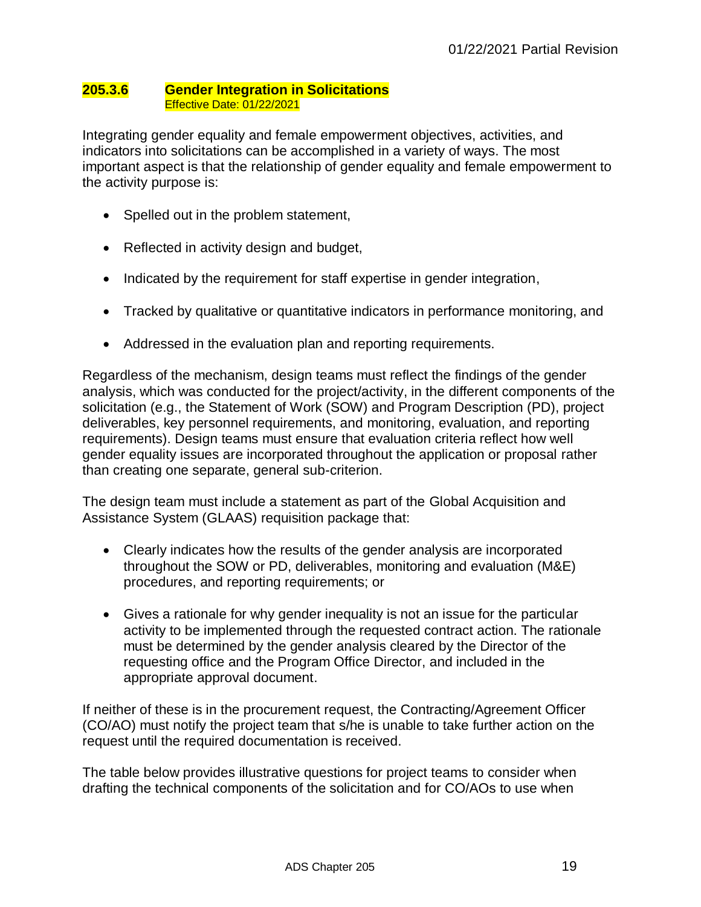### 205.3.6 Gender Integration in Solicitations

Effective Date: 01/22/2021

Integrating gender equality and female empowerment objectives, activities, and indicators into solicitations can be accomplished in a variety of ways. The most important aspect is that the relationship of gender equality and female empowerment to the activity purpose is:

- Spelled out in the problem statement,
- Reflected in activity design and budget,
- Indicated by the requirement for staff expertise in gender integration,
- Tracked by qualitative or quantitative indicators in performance monitoring, and
- Addressed in the evaluation plan and reporting requirements.

Regardless of the mechanism, design teams must reflect the findings of the gender analysis, which was conducted for the project/activity, in the different components of the solicitation (e.g., the Statement of Work (SOW) and Program Description (PD), project deliverables, key personnel requirements, and monitoring, evaluation, and reporting requirements). Design teams must ensure that evaluation criteria reflect how well gender equality issues are incorporated throughout the application or proposal rather than creating one separate, general sub-criterion.

The design team must include a statement as part of the Global Acquisition and Assistance System (GLAAS) requisition package that:

- Clearly indicates how the results of the gender analysis are incorporated throughout the SOW or PD, deliverables, monitoring and evaluation (M&E) procedures, and reporting requirements; or
- Gives a rationale for why gender inequality is not an issue for the particular activity to be implemented through the requested contract action. The rationale must be determined by the gender analysis cleared by the Director of the requesting office and the Program Office Director, and included in the appropriate approval document.

If neither of these is in the procurement request, the Contracting/Agreement Officer (CO/AO) must notify the project team that s/he is unable to take further action on the request until the required documentation is received.

The table below provides illustrative questions for project teams to consider when drafting the technical components of the solicitation and for CO/AOs to use when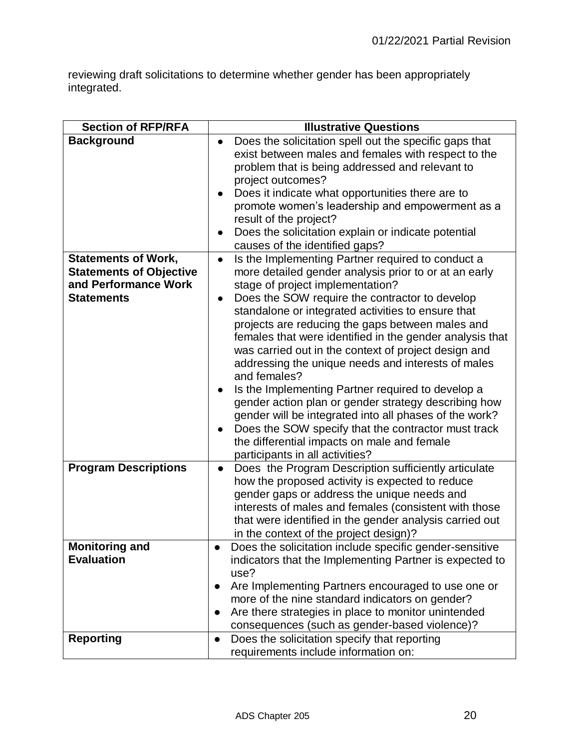reviewing draft solicitations to determine whether gender has been appropriately integrated.

| Section of RFP/RFA | Illustrative Questions |
|---|---|
| **Background** | • Does the solicitation spell out the specific gaps that exist between males and females with respect to the problem that is being addressed and relevant to project outcomes?<br>• Does it indicate what opportunities there are to promote women's leadership and empowerment as a result of the project?<br>• Does the solicitation explain or indicate potential causes of the identified gaps? |
| **Statements of Work, Statements of Objective and Performance Work Statements** | • Is the Implementing Partner required to conduct a more detailed gender analysis prior to or at an early stage of project implementation?<br>• Does the SOW require the contractor to develop standalone or integrated activities to ensure that projects are reducing the gaps between males and females that were identified in the gender analysis that was carried out in the context of project design and addressing the unique needs and interests of males and females?<br>• Is the Implementing Partner required to develop a gender action plan or gender strategy describing how gender will be integrated into all phases of the work?<br>• Does the SOW specify that the contractor must track the differential impacts on male and female participants in all activities? |
| **Program Descriptions** | • Does the Program Description sufficiently articulate how the proposed activity is expected to reduce gender gaps or address the unique needs and interests of males and females (consistent with those that were identified in the gender analysis carried out in the context of the project design)? |
| **Monitoring and Evaluation** | • Does the solicitation include specific gender-sensitive indicators that the Implementing Partner is expected to use?<br>• Are Implementing Partners encouraged to use one or more of the nine standard indicators on gender?<br>• Are there strategies in place to monitor unintended consequences (such as gender-based violence)? |
| **Reporting** | • Does the solicitation specify that reporting requirements include information on: |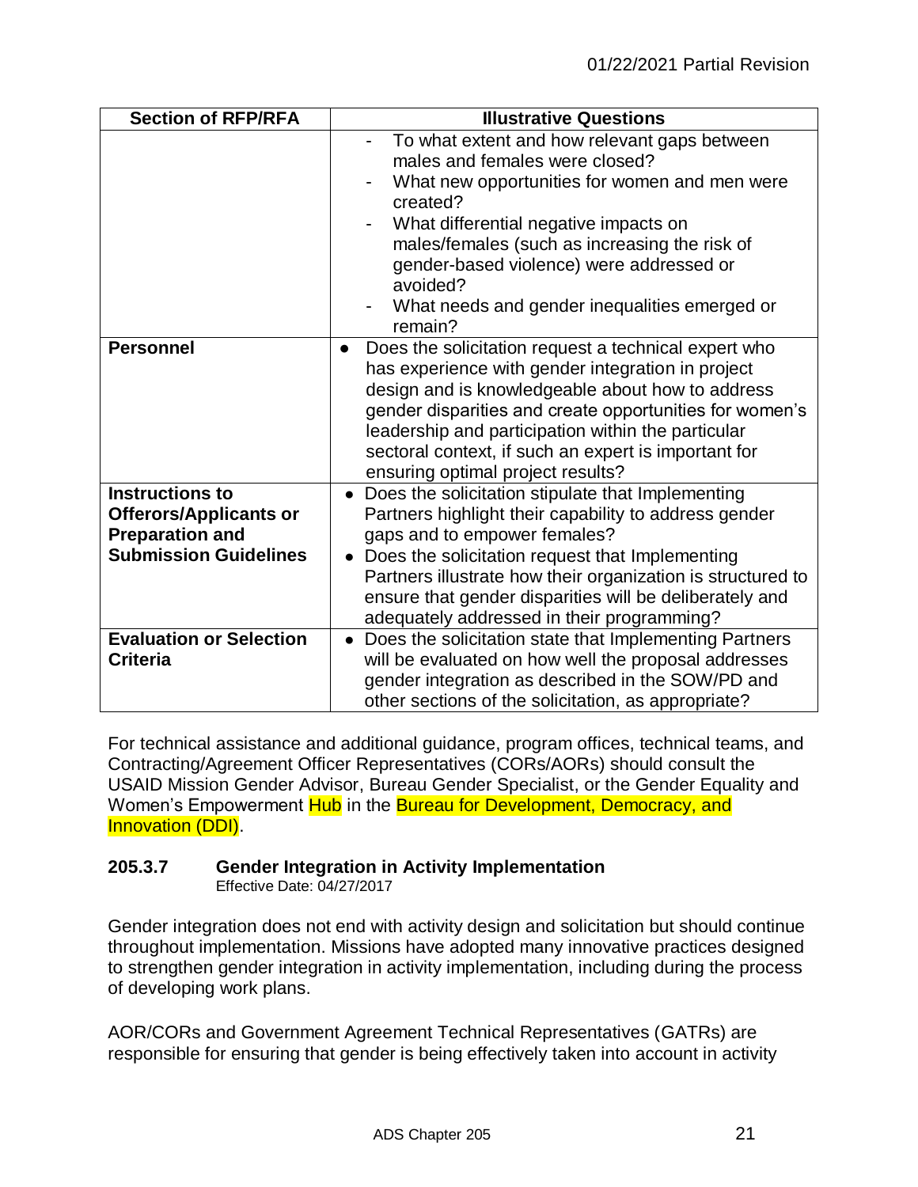| Section of RFP/RFA | Illustrative Questions |
| --- | --- |
| | - To what extent and how relevant gaps between males and females were closed?<br>- What new opportunities for women and men were created?<br>- What differential negative impacts on males/females (such as increasing the risk of gender-based violence) were addressed or avoided?<br>- What needs and gender inequalities emerged or remain? |
| **Personnel** | • Does the solicitation request a technical expert who has experience with gender integration in project design and is knowledgeable about how to address gender disparities and create opportunities for women's leadership and participation within the particular sectoral context, if such an expert is important for ensuring optimal project results? |
| **Instructions to Offerors/Applicants or Preparation and Submission Guidelines** | • Does the solicitation stipulate that Implementing Partners highlight their capability to address gender gaps and to empower females?<br>• Does the solicitation request that Implementing Partners illustrate how their organization is structured to ensure that gender disparities will be deliberately and adequately addressed in their programming? |
| **Evaluation or Selection Criteria** | • Does the solicitation state that Implementing Partners will be evaluated on how well the proposal addresses gender integration as described in the SOW/PD and other sections of the solicitation, as appropriate? |

For technical assistance and additional guidance, program offices, technical teams, and Contracting/Agreement Officer Representatives (CORs/AORs) should consult the USAID Mission Gender Advisor, Bureau Gender Specialist, or the Gender Equality and Women's Empowerment Hub in the Bureau for Development, Democracy, and Innovation (DDI).

### 205.3.7 Gender Integration in Activity Implementation

Effective Date: 04/27/2017

Gender integration does not end with activity design and solicitation but should continue throughout implementation. Missions have adopted many innovative practices designed to strengthen gender integration in activity implementation, including during the process of developing work plans.

AOR/CORs and Government Agreement Technical Representatives (GATRs) are responsible for ensuring that gender is being effectively taken into account in activity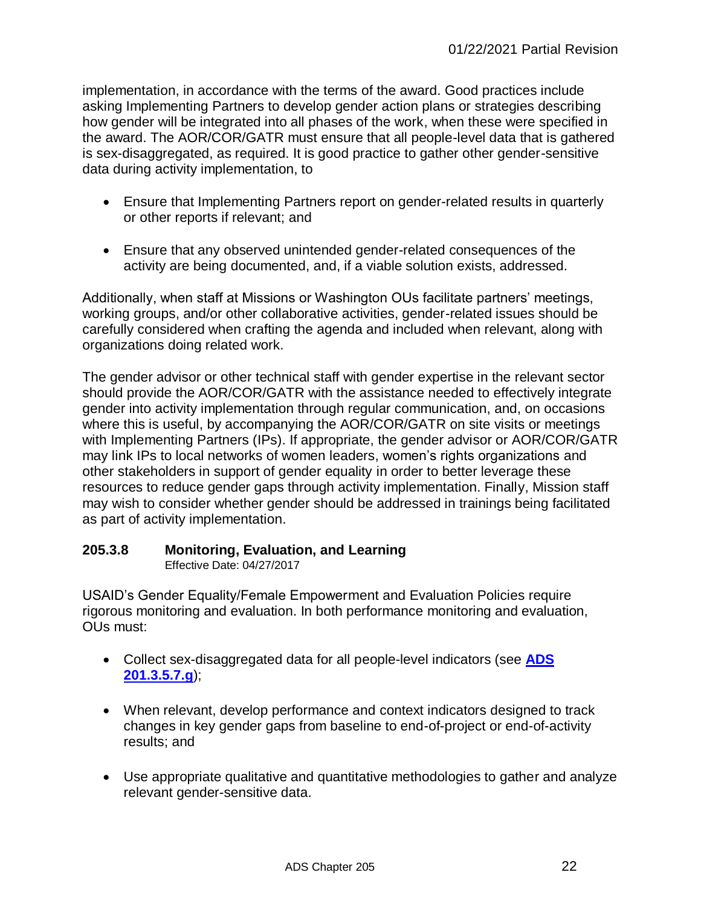implementation, in accordance with the terms of the award. Good practices include asking Implementing Partners to develop gender action plans or strategies describing how gender will be integrated into all phases of the work, when these were specified in the award. The AOR/COR/GATR must ensure that all people-level data that is gathered is sex-disaggregated, as required. It is good practice to gather other gender-sensitive data during activity implementation, to

- Ensure that Implementing Partners report on gender-related results in quarterly or other reports if relevant; and
- Ensure that any observed unintended gender-related consequences of the activity are being documented, and, if a viable solution exists, addressed.

Additionally, when staff at Missions or Washington OUs facilitate partners' meetings, working groups, and/or other collaborative activities, gender-related issues should be carefully considered when crafting the agenda and included when relevant, along with organizations doing related work.

The gender advisor or other technical staff with gender expertise in the relevant sector should provide the AOR/COR/GATR with the assistance needed to effectively integrate gender into activity implementation through regular communication, and, on occasions where this is useful, by accompanying the AOR/COR/GATR on site visits or meetings with Implementing Partners (IPs). If appropriate, the gender advisor or AOR/COR/GATR may link IPs to local networks of women leaders, women's rights organizations and other stakeholders in support of gender equality in order to better leverage these resources to reduce gender gaps through activity implementation. Finally, Mission staff may wish to consider whether gender should be addressed in trainings being facilitated as part of activity implementation.

### 205.3.8 Monitoring, Evaluation, and Learning

Effective Date: 04/27/2017

USAID's Gender Equality/Female Empowerment and Evaluation Policies require rigorous monitoring and evaluation. In both performance monitoring and evaluation, OUs must:

- Collect sex-disaggregated data for all people-level indicators (see **ADS 201.3.5.7.g**);
- When relevant, develop performance and context indicators designed to track changes in key gender gaps from baseline to end-of-project or end-of-activity results; and
- Use appropriate qualitative and quantitative methodologies to gather and analyze relevant gender-sensitive data.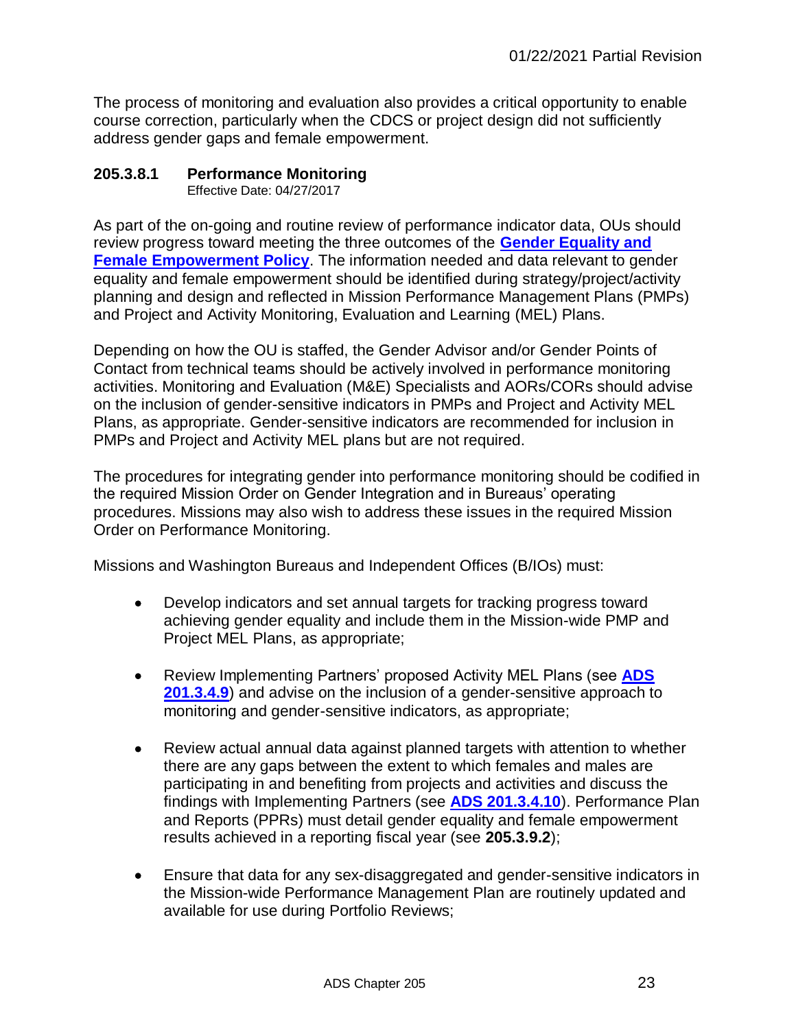The process of monitoring and evaluation also provides a critical opportunity to enable course correction, particularly when the CDCS or project design did not sufficiently address gender gaps and female empowerment.

### 205.3.8.1 Performance Monitoring

Effective Date: 04/27/2017

As part of the on-going and routine review of performance indicator data, OUs should review progress toward meeting the three outcomes of the **Gender Equality and Female Empowerment Policy**. The information needed and data relevant to gender equality and female empowerment should be identified during strategy/project/activity planning and design and reflected in Mission Performance Management Plans (PMPs) and Project and Activity Monitoring, Evaluation and Learning (MEL) Plans.

Depending on how the OU is staffed, the Gender Advisor and/or Gender Points of Contact from technical teams should be actively involved in performance monitoring activities. Monitoring and Evaluation (M&E) Specialists and AORs/CORs should advise on the inclusion of gender-sensitive indicators in PMPs and Project and Activity MEL Plans, as appropriate. Gender-sensitive indicators are recommended for inclusion in PMPs and Project and Activity MEL plans but are not required.

The procedures for integrating gender into performance monitoring should be codified in the required Mission Order on Gender Integration and in Bureaus' operating procedures. Missions may also wish to address these issues in the required Mission Order on Performance Monitoring.

Missions and Washington Bureaus and Independent Offices (B/IOs) must:

- Develop indicators and set annual targets for tracking progress toward achieving gender equality and include them in the Mission-wide PMP and Project MEL Plans, as appropriate;

- Review Implementing Partners' proposed Activity MEL Plans (see **ADS 201.3.4.9**) and advise on the inclusion of a gender-sensitive approach to monitoring and gender-sensitive indicators, as appropriate;

- Review actual annual data against planned targets with attention to whether there are any gaps between the extent to which females and males are participating in and benefiting from projects and activities and discuss the findings with Implementing Partners (see **ADS 201.3.4.10**). Performance Plan and Reports (PPRs) must detail gender equality and female empowerment results achieved in a reporting fiscal year (see **205.3.9.2**);

- Ensure that data for any sex-disaggregated and gender-sensitive indicators in the Mission-wide Performance Management Plan are routinely updated and available for use during Portfolio Reviews;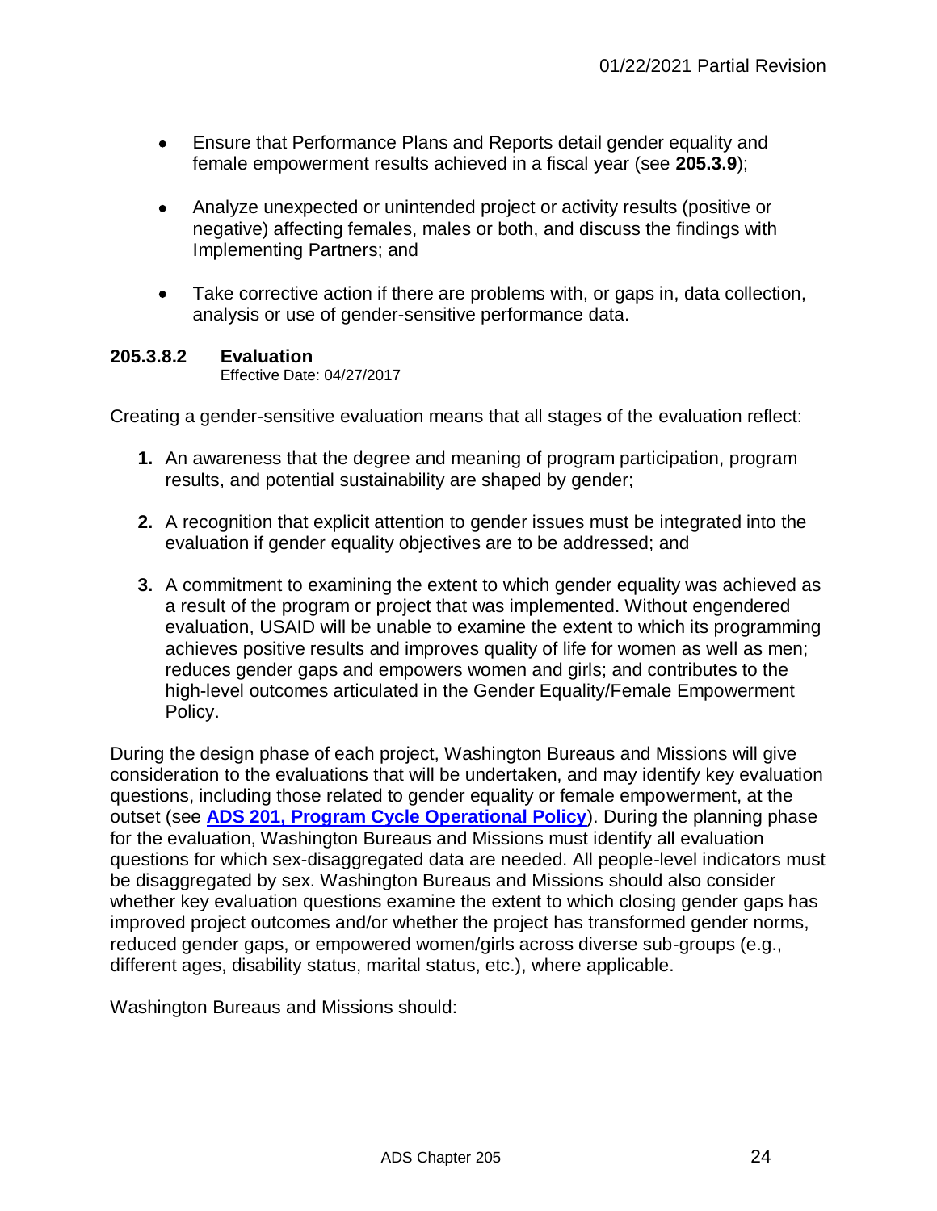- Ensure that Performance Plans and Reports detail gender equality and female empowerment results achieved in a fiscal year (see **205.3.9**);
- Analyze unexpected or unintended project or activity results (positive or negative) affecting females, males or both, and discuss the findings with Implementing Partners; and
- Take corrective action if there are problems with, or gaps in, data collection, analysis or use of gender-sensitive performance data.

### 205.3.8.2 Evaluation

Effective Date: 04/27/2017

Creating a gender-sensitive evaluation means that all stages of the evaluation reflect:

1. An awareness that the degree and meaning of program participation, program results, and potential sustainability are shaped by gender;
2. A recognition that explicit attention to gender issues must be integrated into the evaluation if gender equality objectives are to be addressed; and
3. A commitment to examining the extent to which gender equality was achieved as a result of the program or project that was implemented. Without engendered evaluation, USAID will be unable to examine the extent to which its programming achieves positive results and improves quality of life for women as well as men; reduces gender gaps and empowers women and girls; and contributes to the high-level outcomes articulated in the Gender Equality/Female Empowerment Policy.

During the design phase of each project, Washington Bureaus and Missions will give consideration to the evaluations that will be undertaken, and may identify key evaluation questions, including those related to gender equality or female empowerment, at the outset (see **ADS 201, Program Cycle Operational Policy**). During the planning phase for the evaluation, Washington Bureaus and Missions must identify all evaluation questions for which sex-disaggregated data are needed. All people-level indicators must be disaggregated by sex. Washington Bureaus and Missions should also consider whether key evaluation questions examine the extent to which closing gender gaps has improved project outcomes and/or whether the project has transformed gender norms, reduced gender gaps, or empowered women/girls across diverse sub-groups (e.g., different ages, disability status, marital status, etc.), where applicable.

Washington Bureaus and Missions should: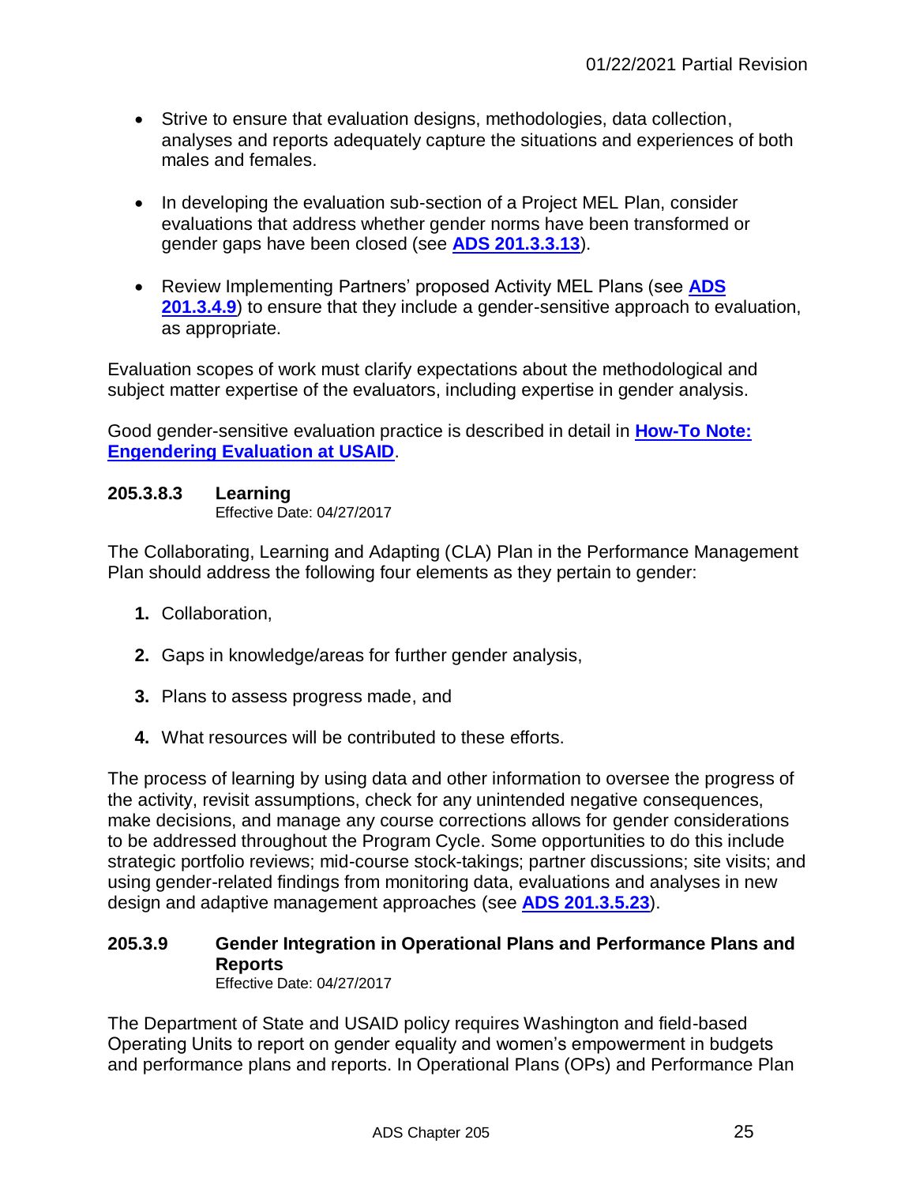- Strive to ensure that evaluation designs, methodologies, data collection, analyses and reports adequately capture the situations and experiences of both males and females.
- In developing the evaluation sub-section of a Project MEL Plan, consider evaluations that address whether gender norms have been transformed or gender gaps have been closed (see **ADS 201.3.3.13**).
- Review Implementing Partners' proposed Activity MEL Plans (see **ADS 201.3.4.9**) to ensure that they include a gender-sensitive approach to evaluation, as appropriate.

Evaluation scopes of work must clarify expectations about the methodological and subject matter expertise of the evaluators, including expertise in gender analysis.

Good gender-sensitive evaluation practice is described in detail in **How-To Note: Engendering Evaluation at USAID**.

### 205.3.8.3 Learning

Effective Date: 04/27/2017

The Collaborating, Learning and Adapting (CLA) Plan in the Performance Management Plan should address the following four elements as they pertain to gender:

1. Collaboration,
2. Gaps in knowledge/areas for further gender analysis,
3. Plans to assess progress made, and
4. What resources will be contributed to these efforts.

The process of learning by using data and other information to oversee the progress of the activity, revisit assumptions, check for any unintended negative consequences, make decisions, and manage any course corrections allows for gender considerations to be addressed throughout the Program Cycle. Some opportunities to do this include strategic portfolio reviews; mid-course stock-takings; partner discussions; site visits; and using gender-related findings from monitoring data, evaluations and analyses in new design and adaptive management approaches (see **ADS 201.3.5.23**).

## 205.3.9 Gender Integration in Operational Plans and Performance Plans and Reports

Effective Date: 04/27/2017

The Department of State and USAID policy requires Washington and field-based Operating Units to report on gender equality and women's empowerment in budgets and performance plans and reports. In Operational Plans (OPs) and Performance Plan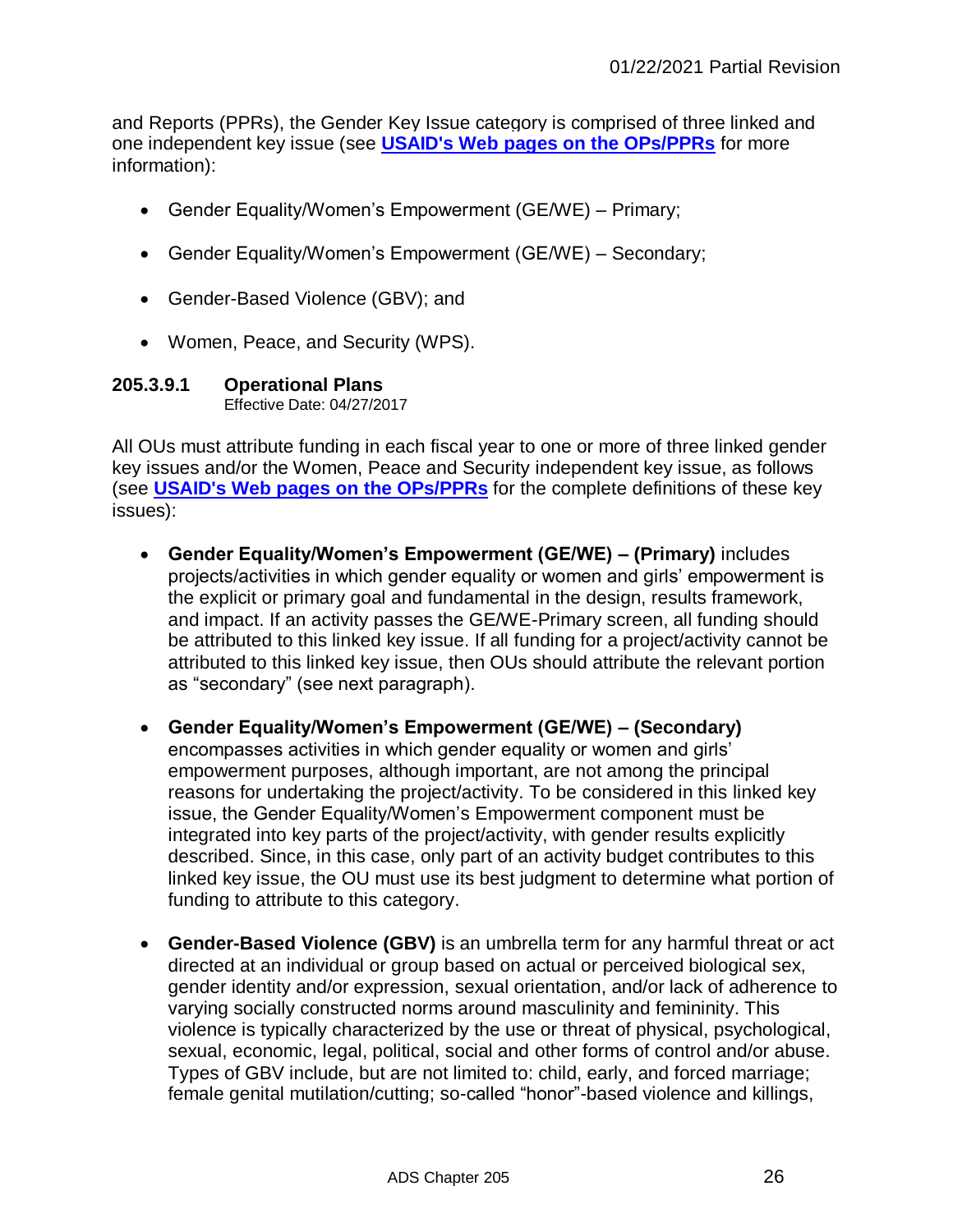and Reports (PPRs), the Gender Key Issue category is comprised of three linked and one independent key issue (see **[USAID's Web pages on the OPs/PPRs]** for more information):

- Gender Equality/Women's Empowerment (GE/WE) – Primary;
- Gender Equality/Women's Empowerment (GE/WE) – Secondary;
- Gender-Based Violence (GBV); and
- Women, Peace, and Security (WPS).

### 205.3.9.1 Operational Plans

Effective Date: 04/27/2017

All OUs must attribute funding in each fiscal year to one or more of three linked gender key issues and/or the Women, Peace and Security independent key issue, as follows (see **[USAID's Web pages on the OPs/PPRs]** for the complete definitions of these key issues):

- **Gender Equality/Women's Empowerment (GE/WE) – (Primary)** includes projects/activities in which gender equality or women and girls' empowerment is the explicit or primary goal and fundamental in the design, results framework, and impact. If an activity passes the GE/WE-Primary screen, all funding should be attributed to this linked key issue. If all funding for a project/activity cannot be attributed to this linked key issue, then OUs should attribute the relevant portion as "secondary" (see next paragraph).
- **Gender Equality/Women's Empowerment (GE/WE) – (Secondary)** encompasses activities in which gender equality or women and girls' empowerment purposes, although important, are not among the principal reasons for undertaking the project/activity. To be considered in this linked key issue, the Gender Equality/Women's Empowerment component must be integrated into key parts of the project/activity, with gender results explicitly described. Since, in this case, only part of an activity budget contributes to this linked key issue, the OU must use its best judgment to determine what portion of funding to attribute to this category.
- **Gender-Based Violence (GBV)** is an umbrella term for any harmful threat or act directed at an individual or group based on actual or perceived biological sex, gender identity and/or expression, sexual orientation, and/or lack of adherence to varying socially constructed norms around masculinity and femininity. This violence is typically characterized by the use or threat of physical, psychological, sexual, economic, legal, political, social and other forms of control and/or abuse. Types of GBV include, but are not limited to: child, early, and forced marriage; female genital mutilation/cutting; so-called "honor"-based violence and killings,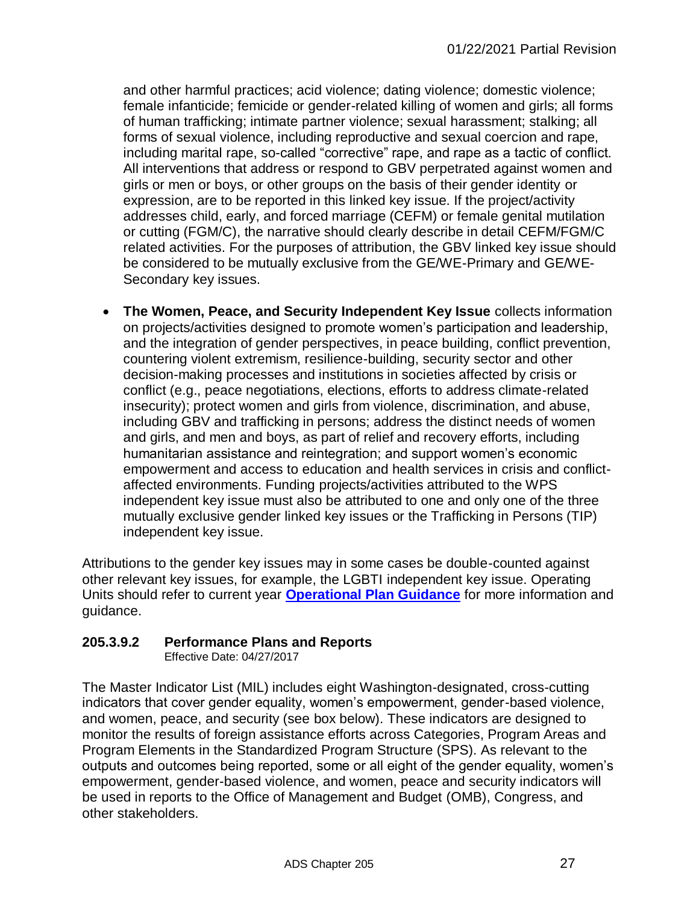and other harmful practices; acid violence; dating violence; domestic violence; female infanticide; femicide or gender-related killing of women and girls; all forms of human trafficking; intimate partner violence; sexual harassment; stalking; all forms of sexual violence, including reproductive and sexual coercion and rape, including marital rape, so-called "corrective" rape, and rape as a tactic of conflict. All interventions that address or respond to GBV perpetrated against women and girls or men or boys, or other groups on the basis of their gender identity or expression, are to be reported in this linked key issue. If the project/activity addresses child, early, and forced marriage (CEFM) or female genital mutilation or cutting (FGM/C), the narrative should clearly describe in detail CEFM/FGM/C related activities. For the purposes of attribution, the GBV linked key issue should be considered to be mutually exclusive from the GE/WE-Primary and GE/WE-Secondary key issues.

- **The Women, Peace, and Security Independent Key Issue** collects information on projects/activities designed to promote women's participation and leadership, and the integration of gender perspectives, in peace building, conflict prevention, countering violent extremism, resilience-building, security sector and other decision-making processes and institutions in societies affected by crisis or conflict (e.g., peace negotiations, elections, efforts to address climate-related insecurity); protect women and girls from violence, discrimination, and abuse, including GBV and trafficking in persons; address the distinct needs of women and girls, and men and boys, as part of relief and recovery efforts, including humanitarian assistance and reintegration; and support women's economic empowerment and access to education and health services in crisis and conflict-affected environments. Funding projects/activities attributed to the WPS independent key issue must also be attributed to one and only one of the three mutually exclusive gender linked key issues or the Trafficking in Persons (TIP) independent key issue.

Attributions to the gender key issues may in some cases be double-counted against other relevant key issues, for example, the LGBTI independent key issue. Operating Units should refer to current year **Operational Plan Guidance** for more information and guidance.

### 205.3.9.2 Performance Plans and Reports

Effective Date: 04/27/2017

The Master Indicator List (MIL) includes eight Washington-designated, cross-cutting indicators that cover gender equality, women's empowerment, gender-based violence, and women, peace, and security (see box below). These indicators are designed to monitor the results of foreign assistance efforts across Categories, Program Areas and Program Elements in the Standardized Program Structure (SPS). As relevant to the outputs and outcomes being reported, some or all eight of the gender equality, women's empowerment, gender-based violence, and women, peace and security indicators will be used in reports to the Office of Management and Budget (OMB), Congress, and other stakeholders.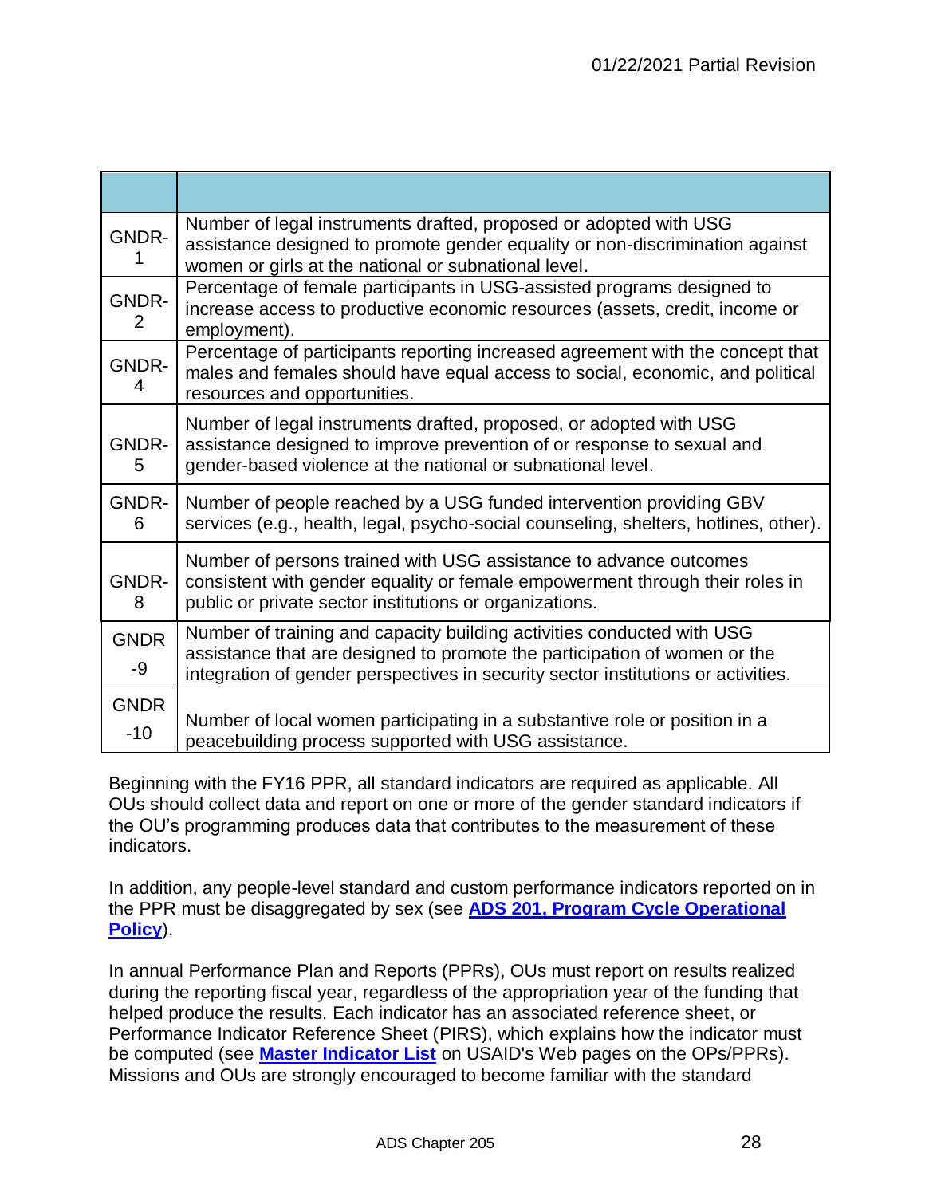| | |
|---|---|
| GNDR-1 | Number of legal instruments drafted, proposed or adopted with USG assistance designed to promote gender equality or non-discrimination against women or girls at the national or subnational level. |
| GNDR-2 | Percentage of female participants in USG-assisted programs designed to increase access to productive economic resources (assets, credit, income or employment). |
| GNDR-4 | Percentage of participants reporting increased agreement with the concept that males and females should have equal access to social, economic, and political resources and opportunities. |
| GNDR-5 | Number of legal instruments drafted, proposed, or adopted with USG assistance designed to improve prevention of or response to sexual and gender-based violence at the national or subnational level. |
| GNDR-6 | Number of people reached by a USG funded intervention providing GBV services (e.g., health, legal, psycho-social counseling, shelters, hotlines, other). |
| GNDR-8 | Number of persons trained with USG assistance to advance outcomes consistent with gender equality or female empowerment through their roles in public or private sector institutions or organizations. |
| GNDR-9 | Number of training and capacity building activities conducted with USG assistance that are designed to promote the participation of women or the integration of gender perspectives in security sector institutions or activities. |
| GNDR-10 | Number of local women participating in a substantive role or position in a peacebuilding process supported with USG assistance. |

Beginning with the FY16 PPR, all standard indicators are required as applicable. All OUs should collect data and report on one or more of the gender standard indicators if the OU's programming produces data that contributes to the measurement of these indicators.

In addition, any people-level standard and custom performance indicators reported on in the PPR must be disaggregated by sex (see **ADS 201, Program Cycle Operational Policy**).

In annual Performance Plan and Reports (PPRs), OUs must report on results realized during the reporting fiscal year, regardless of the appropriation year of the funding that helped produce the results. Each indicator has an associated reference sheet, or Performance Indicator Reference Sheet (PIRS), which explains how the indicator must be computed (see **Master Indicator List** on USAID's Web pages on the OPs/PPRs). Missions and OUs are strongly encouraged to become familiar with the standard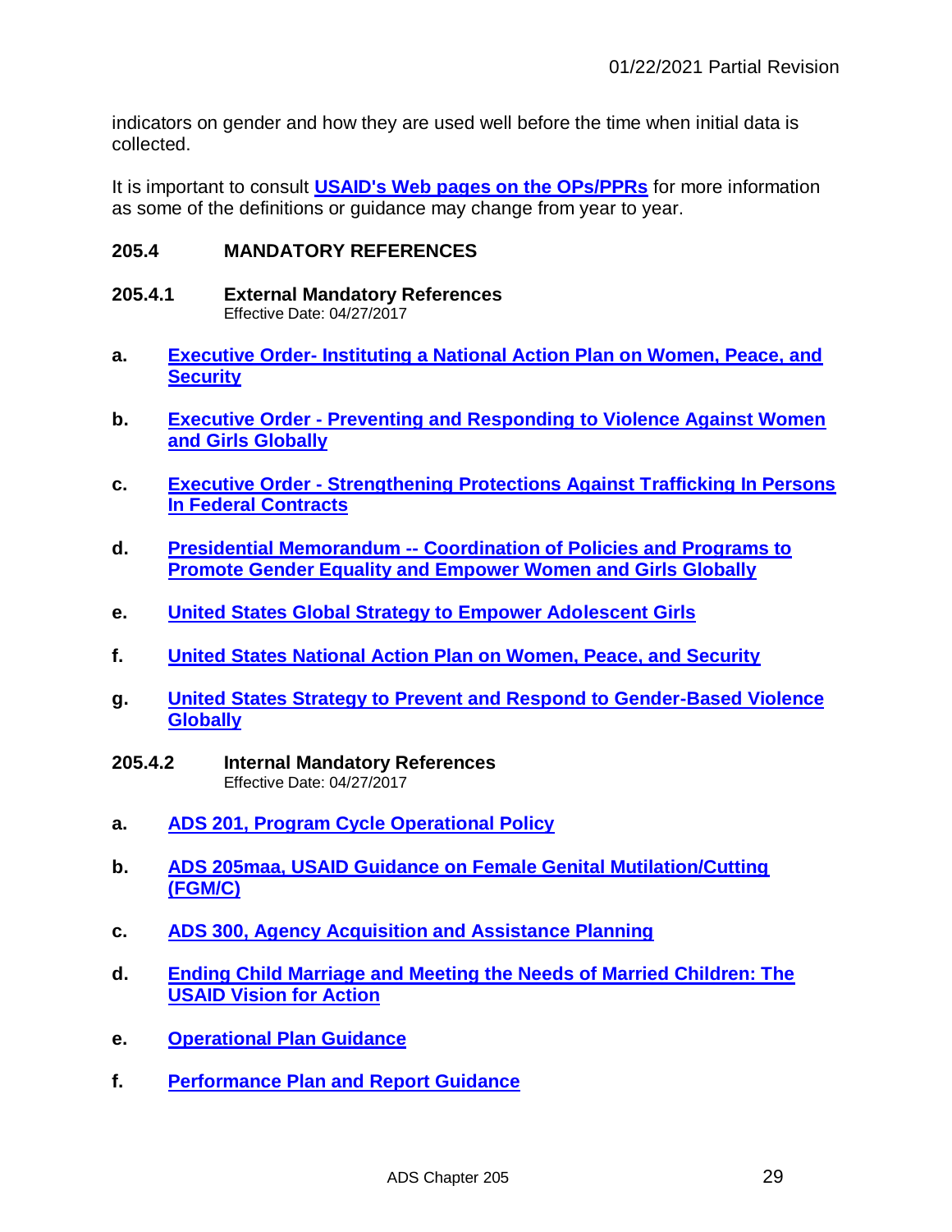indicators on gender and how they are used well before the time when initial data is collected.

It is important to consult **USAID's Web pages on the OPs/PPRs** for more information as some of the definitions or guidance may change from year to year.

## 205.4 MANDATORY REFERENCES

### 205.4.1 External Mandatory References

Effective Date: 04/27/2017

**a.** **Executive Order- Instituting a National Action Plan on Women, Peace, and Security**

**b.** **Executive Order - Preventing and Responding to Violence Against Women and Girls Globally**

**c.** **Executive Order - Strengthening Protections Against Trafficking In Persons In Federal Contracts**

**d.** **Presidential Memorandum -- Coordination of Policies and Programs to Promote Gender Equality and Empower Women and Girls Globally**

**e.** **United States Global Strategy to Empower Adolescent Girls**

**f.** **United States National Action Plan on Women, Peace, and Security**

**g.** **United States Strategy to Prevent and Respond to Gender-Based Violence Globally**

### 205.4.2 Internal Mandatory References

Effective Date: 04/27/2017

**a.** **ADS 201, Program Cycle Operational Policy**

**b.** **ADS 205maa, USAID Guidance on Female Genital Mutilation/Cutting (FGM/C)**

**c.** **ADS 300, Agency Acquisition and Assistance Planning**

**d.** **Ending Child Marriage and Meeting the Needs of Married Children: The USAID Vision for Action**

**e.** **Operational Plan Guidance**

**f.** **Performance Plan and Report Guidance**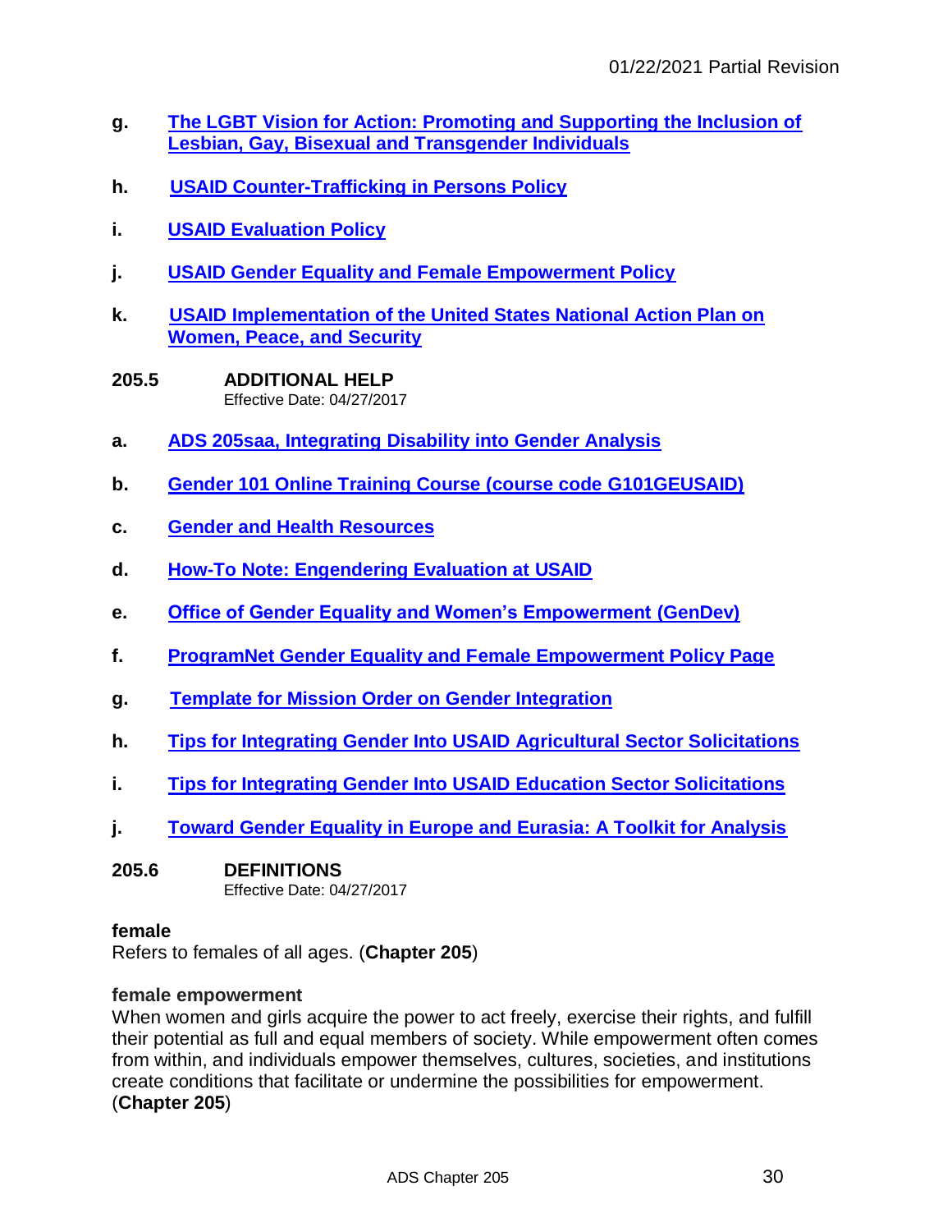**g.** **The LGBT Vision for Action: Promoting and Supporting the Inclusion of Lesbian, Gay, Bisexual and Transgender Individuals**

**h.** **USAID Counter-Trafficking in Persons Policy**

**i.** **USAID Evaluation Policy**

**j.** **USAID Gender Equality and Female Empowerment Policy**

**k.** **USAID Implementation of the United States National Action Plan on Women, Peace, and Security**

## 205.5 ADDITIONAL HELP

Effective Date: 04/27/2017

**a.** **ADS 205saa, Integrating Disability into Gender Analysis**

**b.** **Gender 101 Online Training Course (course code G101GEUSAID)**

**c.** **Gender and Health Resources**

**d.** **How-To Note: Engendering Evaluation at USAID**

**e.** **Office of Gender Equality and Women's Empowerment (GenDev)**

**f.** **ProgramNet Gender Equality and Female Empowerment Policy Page**

**g.** **Template for Mission Order on Gender Integration**

**h.** **Tips for Integrating Gender Into USAID Agricultural Sector Solicitations**

**i.** **Tips for Integrating Gender Into USAID Education Sector Solicitations**

**j.** **Toward Gender Equality in Europe and Eurasia: A Toolkit for Analysis**

## 205.6 DEFINITIONS

Effective Date: 04/27/2017

**female**
Refers to females of all ages. (**Chapter 205**)

**female empowerment**
When women and girls acquire the power to act freely, exercise their rights, and fulfill their potential as full and equal members of society. While empowerment often comes from within, and individuals empower themselves, cultures, societies, and institutions create conditions that facilitate or undermine the possibilities for empowerment. (**Chapter 205**)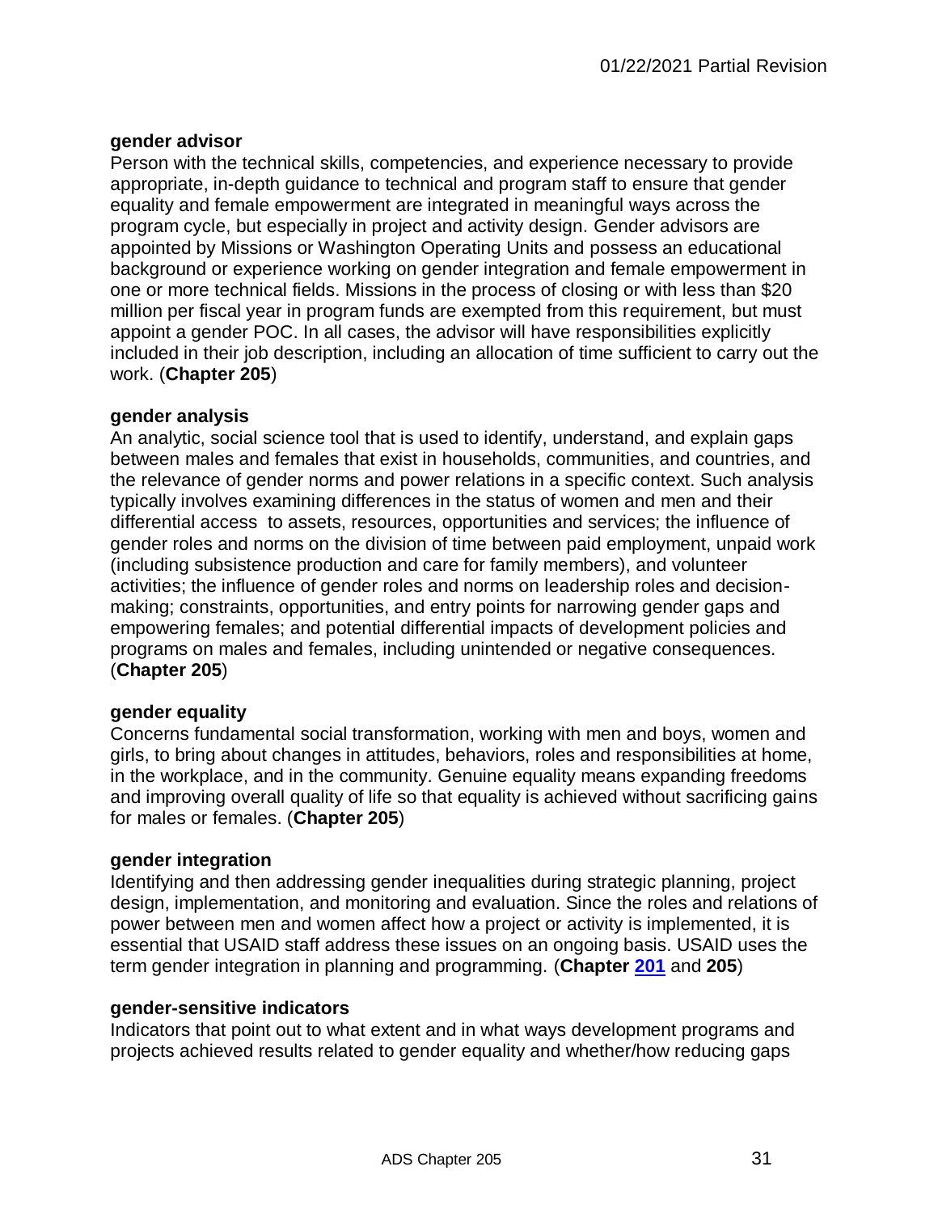**gender advisor**
Person with the technical skills, competencies, and experience necessary to provide appropriate, in-depth guidance to technical and program staff to ensure that gender equality and female empowerment are integrated in meaningful ways across the program cycle, but especially in project and activity design. Gender advisors are appointed by Missions or Washington Operating Units and possess an educational background or experience working on gender integration and female empowerment in one or more technical fields. Missions in the process of closing or with less than $20 million per fiscal year in program funds are exempted from this requirement, but must appoint a gender POC. In all cases, the advisor will have responsibilities explicitly included in their job description, including an allocation of time sufficient to carry out the work. (**Chapter 205**)

**gender analysis**
An analytic, social science tool that is used to identify, understand, and explain gaps between males and females that exist in households, communities, and countries, and the relevance of gender norms and power relations in a specific context. Such analysis typically involves examining differences in the status of women and men and their differential access to assets, resources, opportunities and services; the influence of gender roles and norms on the division of time between paid employment, unpaid work (including subsistence production and care for family members), and volunteer activities; the influence of gender roles and norms on leadership roles and decision-making; constraints, opportunities, and entry points for narrowing gender gaps and empowering females; and potential differential impacts of development policies and programs on males and females, including unintended or negative consequences. (**Chapter 205**)

**gender equality**
Concerns fundamental social transformation, working with men and boys, women and girls, to bring about changes in attitudes, behaviors, roles and responsibilities at home, in the workplace, and in the community. Genuine equality means expanding freedoms and improving overall quality of life so that equality is achieved without sacrificing gains for males or females. (**Chapter 205**)

**gender integration**
Identifying and then addressing gender inequalities during strategic planning, project design, implementation, and monitoring and evaluation. Since the roles and relations of power between men and women affect how a project or activity is implemented, it is essential that USAID staff address these issues on an ongoing basis. USAID uses the term gender integration in planning and programming. (**Chapter 201** and **205**)

**gender-sensitive indicators**
Indicators that point out to what extent and in what ways development programs and projects achieved results related to gender equality and whether/how reducing gaps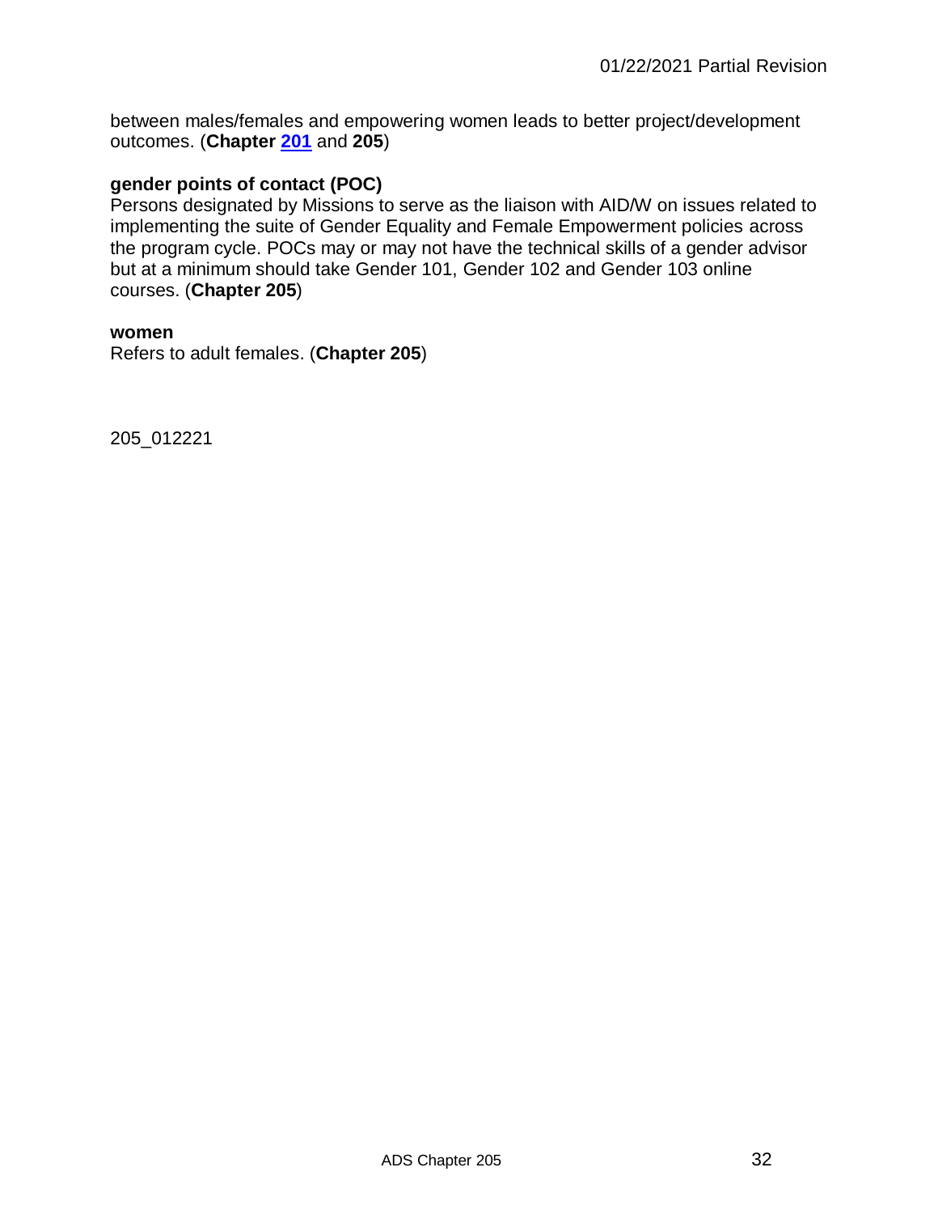between males/females and empowering women leads to better project/development outcomes. (**Chapter [201](#)** and **205**)

**gender points of contact (POC)**
Persons designated by Missions to serve as the liaison with AID/W on issues related to implementing the suite of Gender Equality and Female Empowerment policies across the program cycle. POCs may or may not have the technical skills of a gender advisor but at a minimum should take Gender 101, Gender 102 and Gender 103 online courses. (**Chapter 205**)

**women**
Refers to adult females. (**Chapter 205**)

205_012221